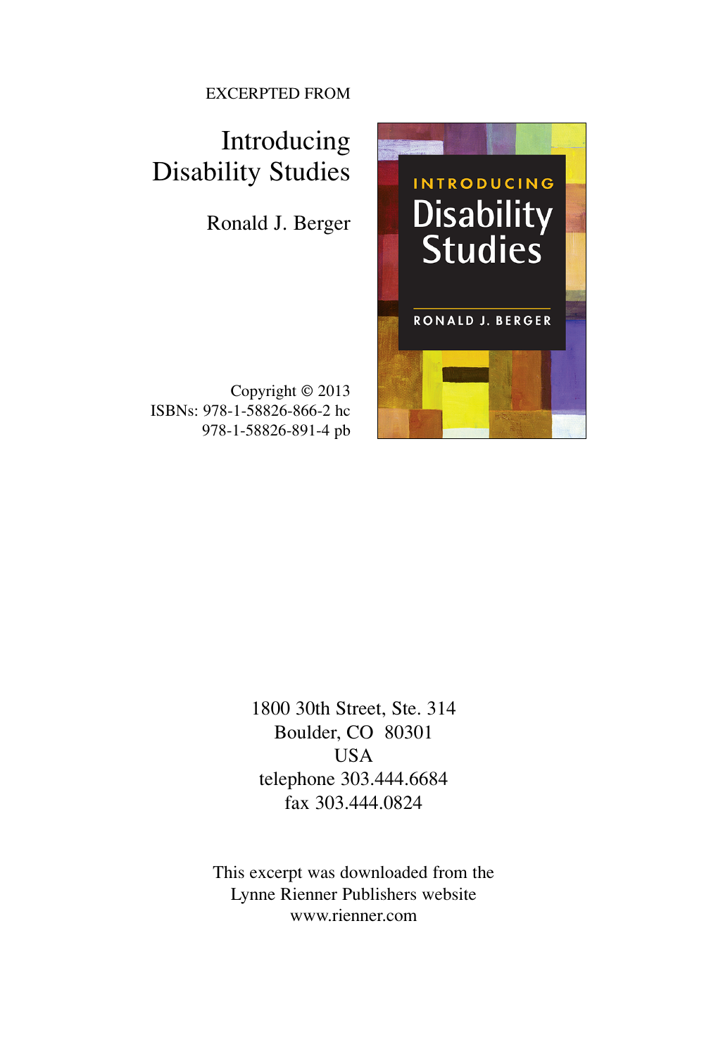EXCERPTED FROM

# Introducing Disability Studies

Ronald J. Berger

Copyright © 2013
ISBNs: 978-1-58826-866-2 hc
978-1-58826-891-4 pb

1800 30th Street, Ste. 314
Boulder, CO 80301
USA
telephone 303.444.6684
fax 303.444.0824

This excerpt was downloaded from the
Lynne Rienner Publishers website
www.rienner.com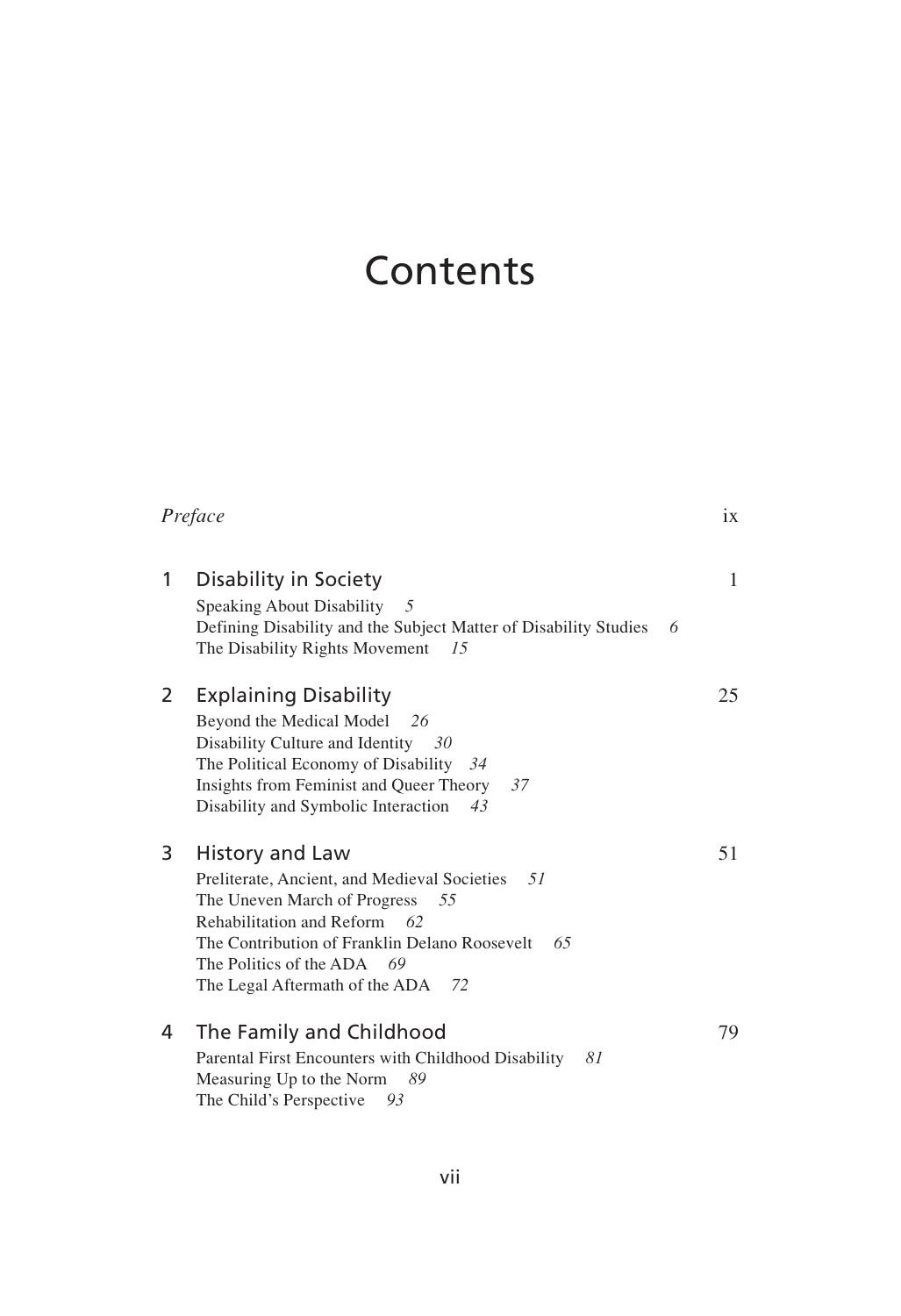# Contents

*Preface* ix

**1 Disability in Society** 1

Speaking About Disability *5*
Defining Disability and the Subject Matter of Disability Studies *6*
The Disability Rights Movement *15*

**2 Explaining Disability** 25

Beyond the Medical Model *26*
Disability Culture and Identity *30*
The Political Economy of Disability *34*
Insights from Feminist and Queer Theory *37*
Disability and Symbolic Interaction *43*

**3 History and Law** 51

Preliterate, Ancient, and Medieval Societies *51*
The Uneven March of Progress *55*
Rehabilitation and Reform *62*
The Contribution of Franklin Delano Roosevelt *65*
The Politics of the ADA *69*
The Legal Aftermath of the ADA *72*

**4 The Family and Childhood** 79

Parental First Encounters with Childhood Disability *81*
Measuring Up to the Norm *89*
The Child's Perspective *93*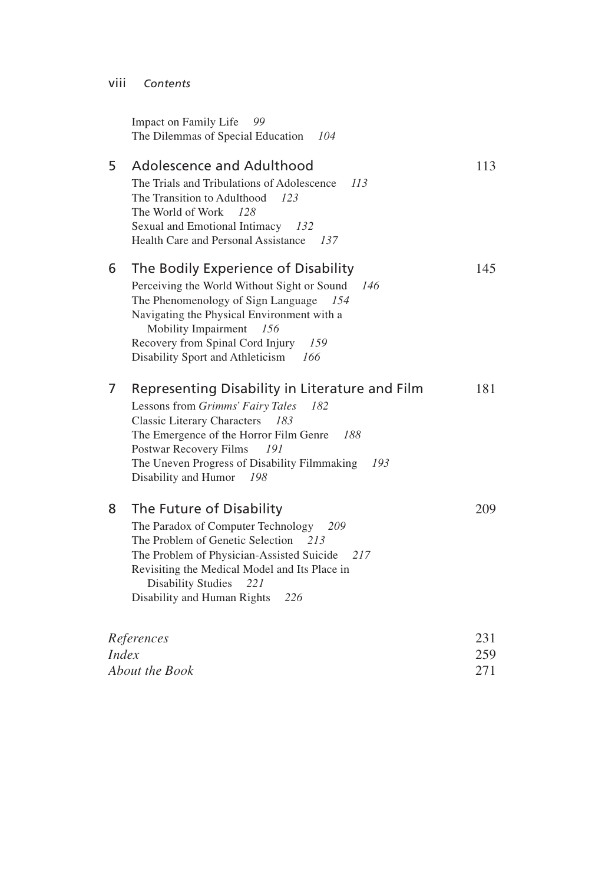Impact on Family Life *99*
The Dilemmas of Special Education *104*

## 5 Adolescence and Adulthood 113

The Trials and Tribulations of Adolescence *113*
The Transition to Adulthood *123*
The World of Work *128*
Sexual and Emotional Intimacy *132*
Health Care and Personal Assistance *137*

## 6 The Bodily Experience of Disability 145

Perceiving the World Without Sight or Sound *146*
The Phenomenology of Sign Language *154*
Navigating the Physical Environment with a Mobility Impairment *156*
Recovery from Spinal Cord Injury *159*
Disability Sport and Athleticism *166*

## 7 Representing Disability in Literature and Film 181

Lessons from *Grimms' Fairy Tales* *182*
Classic Literary Characters *183*
The Emergence of the Horror Film Genre *188*
Postwar Recovery Films *191*
The Uneven Progress of Disability Filmmaking *193*
Disability and Humor *198*

## 8 The Future of Disability 209

The Paradox of Computer Technology *209*
The Problem of Genetic Selection *213*
The Problem of Physician-Assisted Suicide *217*
Revisiting the Medical Model and Its Place in Disability Studies *221*
Disability and Human Rights *226*

*References* 231
*Index* 259
*About the Book* 271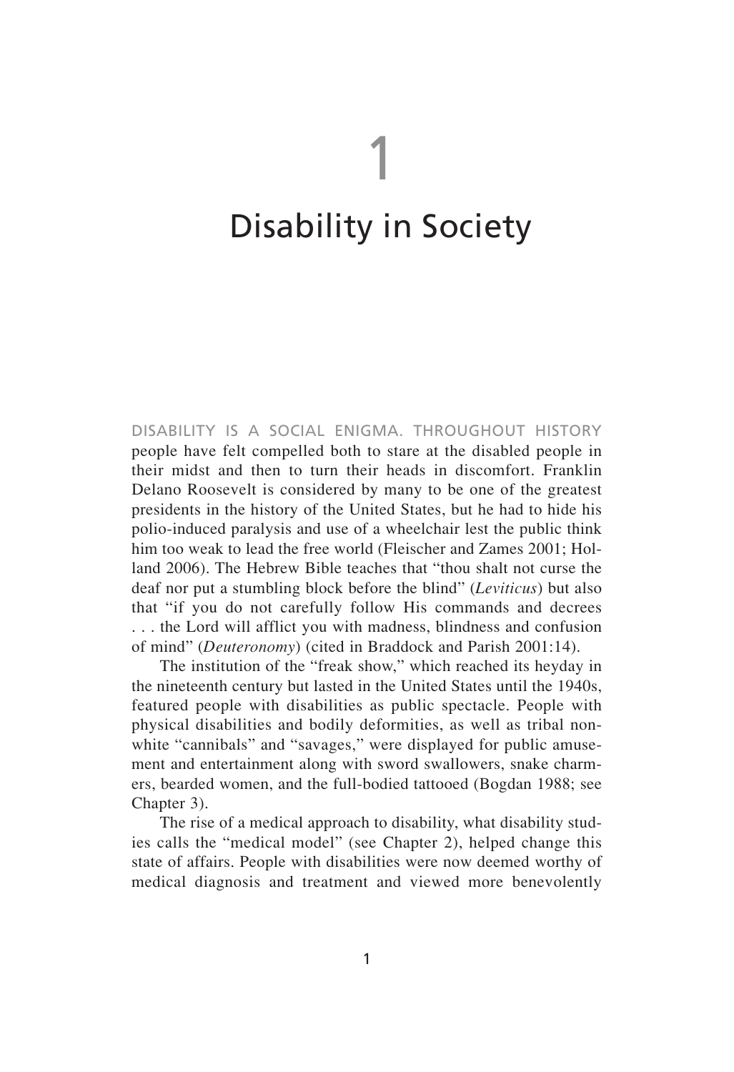# 1

# Disability in Society

DISABILITY IS A SOCIAL ENIGMA. THROUGHOUT HISTORY people have felt compelled both to stare at the disabled people in their midst and then to turn their heads in discomfort. Franklin Delano Roosevelt is considered by many to be one of the greatest presidents in the history of the United States, but he had to hide his polio-induced paralysis and use of a wheelchair lest the public think him too weak to lead the free world (Fleischer and Zames 2001; Holland 2006). The Hebrew Bible teaches that "thou shalt not curse the deaf nor put a stumbling block before the blind" (*Leviticus*) but also that "if you do not carefully follow His commands and decrees . . . the Lord will afflict you with madness, blindness and confusion of mind" (*Deuteronomy*) (cited in Braddock and Parish 2001:14).

The institution of the "freak show," which reached its heyday in the nineteenth century but lasted in the United States until the 1940s, featured people with disabilities as public spectacle. People with physical disabilities and bodily deformities, as well as tribal non-white "cannibals" and "savages," were displayed for public amusement and entertainment along with sword swallowers, snake charmers, bearded women, and the full-bodied tattooed (Bogdan 1988; see Chapter 3).

The rise of a medical approach to disability, what disability studies calls the "medical model" (see Chapter 2), helped change this state of affairs. People with disabilities were now deemed worthy of medical diagnosis and treatment and viewed more benevolently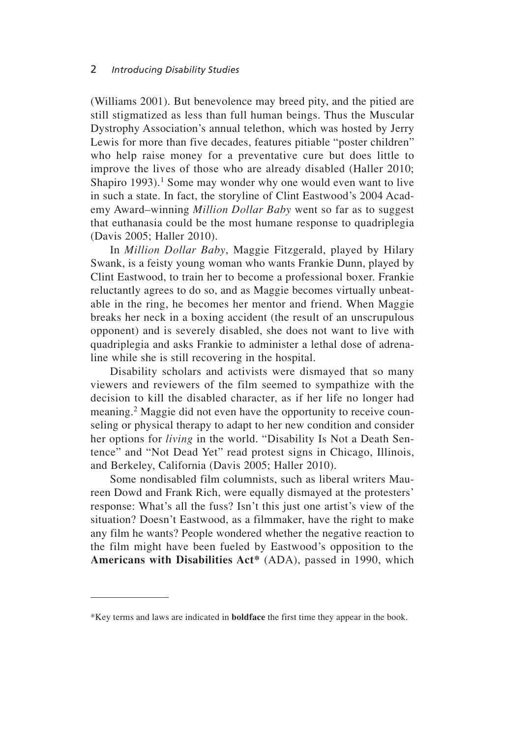(Williams 2001). But benevolence may breed pity, and the pitied are still stigmatized as less than full human beings. Thus the Muscular Dystrophy Association's annual telethon, which was hosted by Jerry Lewis for more than five decades, features pitiable "poster children" who help raise money for a preventative cure but does little to improve the lives of those who are already disabled (Haller 2010; Shapiro 1993).[1] Some may wonder why one would even want to live in such a state. In fact, the storyline of Clint Eastwood's 2004 Academy Award–winning *Million Dollar Baby* went so far as to suggest that euthanasia could be the most humane response to quadriplegia (Davis 2005; Haller 2010).

In *Million Dollar Baby*, Maggie Fitzgerald, played by Hilary Swank, is a feisty young woman who wants Frankie Dunn, played by Clint Eastwood, to train her to become a professional boxer. Frankie reluctantly agrees to do so, and as Maggie becomes virtually unbeatable in the ring, he becomes her mentor and friend. When Maggie breaks her neck in a boxing accident (the result of an unscrupulous opponent) and is severely disabled, she does not want to live with quadriplegia and asks Frankie to administer a lethal dose of adrenaline while she is still recovering in the hospital.

Disability scholars and activists were dismayed that so many viewers and reviewers of the film seemed to sympathize with the decision to kill the disabled character, as if her life no longer had meaning.[2] Maggie did not even have the opportunity to receive counseling or physical therapy to adapt to her new condition and consider her options for *living* in the world. "Disability Is Not a Death Sentence" and "Not Dead Yet" read protest signs in Chicago, Illinois, and Berkeley, California (Davis 2005; Haller 2010).

Some nondisabled film columnists, such as liberal writers Maureen Dowd and Frank Rich, were equally dismayed at the protesters' response: What's all the fuss? Isn't this just one artist's view of the situation? Doesn't Eastwood, as a filmmaker, have the right to make any film he wants? People wondered whether the negative reaction to the film might have been fueled by Eastwood's opposition to the **Americans with Disabilities Act*** (ADA), passed in 1990, which

---

*Key terms and laws are indicated in **boldface** the first time they appear in the book.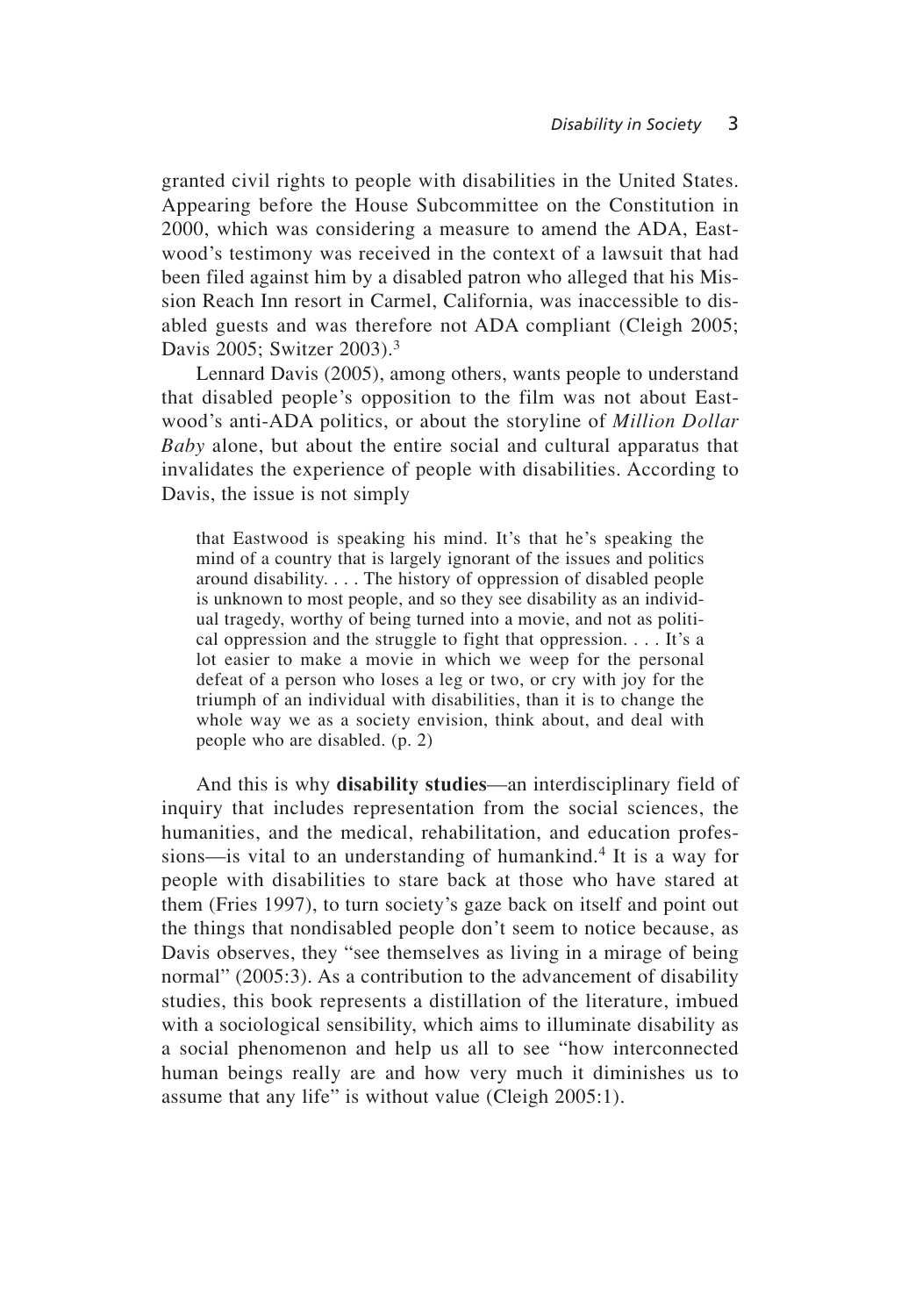granted civil rights to people with disabilities in the United States. Appearing before the House Subcommittee on the Constitution in 2000, which was considering a measure to amend the ADA, Eastwood's testimony was received in the context of a lawsuit that had been filed against him by a disabled patron who alleged that his Mission Reach Inn resort in Carmel, California, was inaccessible to disabled guests and was therefore not ADA compliant (Cleigh 2005; Davis 2005; Switzer 2003).[3]

Lennard Davis (2005), among others, wants people to understand that disabled people's opposition to the film was not about Eastwood's anti-ADA politics, or about the storyline of *Million Dollar Baby* alone, but about the entire social and cultural apparatus that invalidates the experience of people with disabilities. According to Davis, the issue is not simply

> that Eastwood is speaking his mind. It's that he's speaking the mind of a country that is largely ignorant of the issues and politics around disability. . . . The history of oppression of disabled people is unknown to most people, and so they see disability as an individual tragedy, worthy of being turned into a movie, and not as political oppression and the struggle to fight that oppression. . . . It's a lot easier to make a movie in which we weep for the personal defeat of a person who loses a leg or two, or cry with joy for the triumph of an individual with disabilities, than it is to change the whole way we as a society envision, think about, and deal with people who are disabled. (p. 2)

And this is why **disability studies**—an interdisciplinary field of inquiry that includes representation from the social sciences, the humanities, and the medical, rehabilitation, and education professions—is vital to an understanding of humankind.[4] It is a way for people with disabilities to stare back at those who have stared at them (Fries 1997), to turn society's gaze back on itself and point out the things that nondisabled people don't seem to notice because, as Davis observes, they "see themselves as living in a mirage of being normal" (2005:3). As a contribution to the advancement of disability studies, this book represents a distillation of the literature, imbued with a sociological sensibility, which aims to illuminate disability as a social phenomenon and help us all to see "how interconnected human beings really are and how very much it diminishes us to assume that any life" is without value (Cleigh 2005:1).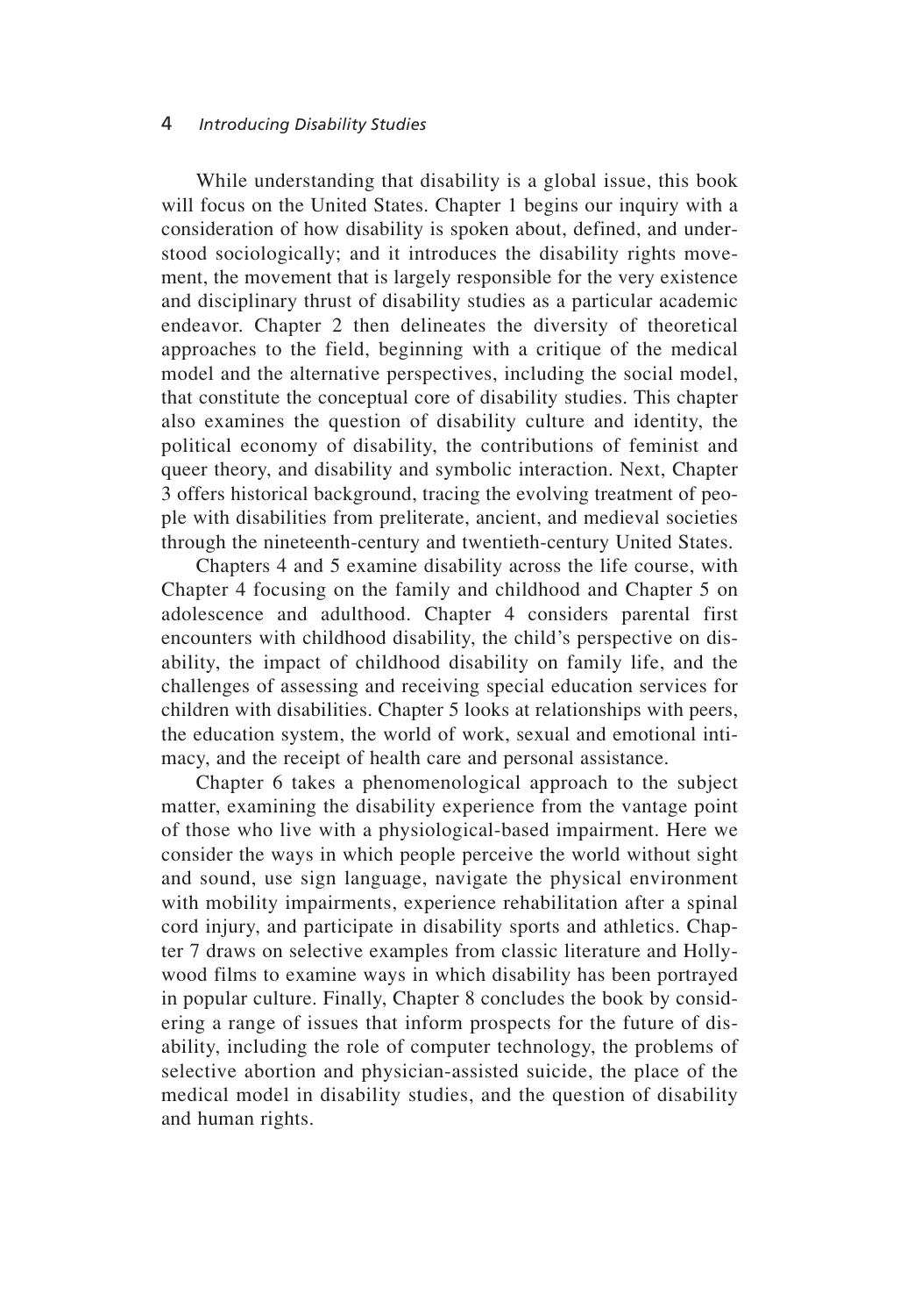While understanding that disability is a global issue, this book will focus on the United States. Chapter 1 begins our inquiry with a consideration of how disability is spoken about, defined, and understood sociologically; and it introduces the disability rights movement, the movement that is largely responsible for the very existence and disciplinary thrust of disability studies as a particular academic endeavor. Chapter 2 then delineates the diversity of theoretical approaches to the field, beginning with a critique of the medical model and the alternative perspectives, including the social model, that constitute the conceptual core of disability studies. This chapter also examines the question of disability culture and identity, the political economy of disability, the contributions of feminist and queer theory, and disability and symbolic interaction. Next, Chapter 3 offers historical background, tracing the evolving treatment of people with disabilities from preliterate, ancient, and medieval societies through the nineteenth-century and twentieth-century United States.

Chapters 4 and 5 examine disability across the life course, with Chapter 4 focusing on the family and childhood and Chapter 5 on adolescence and adulthood. Chapter 4 considers parental first encounters with childhood disability, the child's perspective on disability, the impact of childhood disability on family life, and the challenges of assessing and receiving special education services for children with disabilities. Chapter 5 looks at relationships with peers, the education system, the world of work, sexual and emotional intimacy, and the receipt of health care and personal assistance.

Chapter 6 takes a phenomenological approach to the subject matter, examining the disability experience from the vantage point of those who live with a physiological-based impairment. Here we consider the ways in which people perceive the world without sight and sound, use sign language, navigate the physical environment with mobility impairments, experience rehabilitation after a spinal cord injury, and participate in disability sports and athletics. Chapter 7 draws on selective examples from classic literature and Hollywood films to examine ways in which disability has been portrayed in popular culture. Finally, Chapter 8 concludes the book by considering a range of issues that inform prospects for the future of disability, including the role of computer technology, the problems of selective abortion and physician-assisted suicide, the place of the medical model in disability studies, and the question of disability and human rights.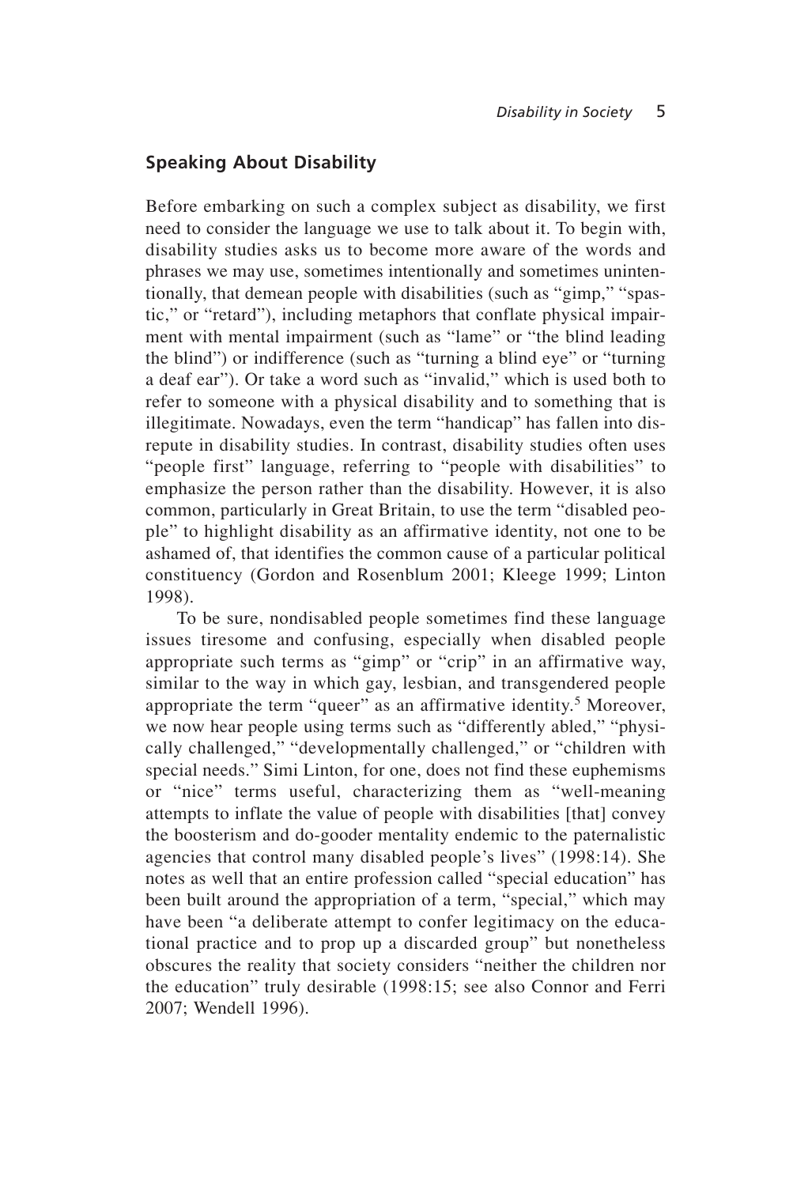## Speaking About Disability

Before embarking on such a complex subject as disability, we first need to consider the language we use to talk about it. To begin with, disability studies asks us to become more aware of the words and phrases we may use, sometimes intentionally and sometimes unintentionally, that demean people with disabilities (such as "gimp," "spastic," or "retard"), including metaphors that conflate physical impairment with mental impairment (such as "lame" or "the blind leading the blind") or indifference (such as "turning a blind eye" or "turning a deaf ear"). Or take a word such as "invalid," which is used both to refer to someone with a physical disability and to something that is illegitimate. Nowadays, even the term "handicap" has fallen into disrepute in disability studies. In contrast, disability studies often uses "people first" language, referring to "people with disabilities" to emphasize the person rather than the disability. However, it is also common, particularly in Great Britain, to use the term "disabled people" to highlight disability as an affirmative identity, not one to be ashamed of, that identifies the common cause of a particular political constituency (Gordon and Rosenblum 2001; Kleege 1999; Linton 1998).

To be sure, nondisabled people sometimes find these language issues tiresome and confusing, especially when disabled people appropriate such terms as "gimp" or "crip" in an affirmative way, similar to the way in which gay, lesbian, and transgendered people appropriate the term "queer" as an affirmative identity.[5] Moreover, we now hear people using terms such as "differently abled," "physically challenged," "developmentally challenged," or "children with special needs." Simi Linton, for one, does not find these euphemisms or "nice" terms useful, characterizing them as "well-meaning attempts to inflate the value of people with disabilities [that] convey the boosterism and do-gooder mentality endemic to the paternalistic agencies that control many disabled people's lives" (1998:14). She notes as well that an entire profession called "special education" has been built around the appropriation of a term, "special," which may have been "a deliberate attempt to confer legitimacy on the educational practice and to prop up a discarded group" but nonetheless obscures the reality that society considers "neither the children nor the education" truly desirable (1998:15; see also Connor and Ferri 2007; Wendell 1996).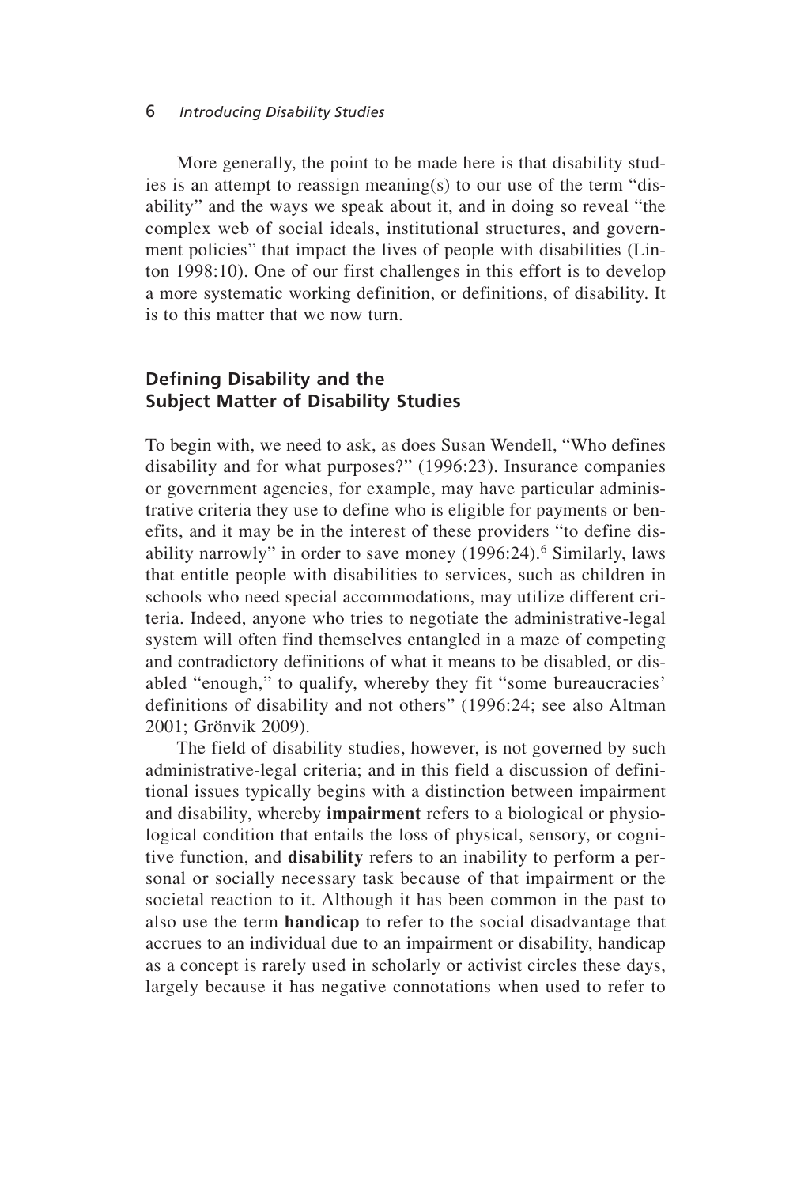More generally, the point to be made here is that disability studies is an attempt to reassign meaning(s) to our use of the term "disability" and the ways we speak about it, and in doing so reveal "the complex web of social ideals, institutional structures, and government policies" that impact the lives of people with disabilities (Linton 1998:10). One of our first challenges in this effort is to develop a more systematic working definition, or definitions, of disability. It is to this matter that we now turn.

## Defining Disability and the Subject Matter of Disability Studies

To begin with, we need to ask, as does Susan Wendell, "Who defines disability and for what purposes?" (1996:23). Insurance companies or government agencies, for example, may have particular administrative criteria they use to define who is eligible for payments or benefits, and it may be in the interest of these providers "to define disability narrowly" in order to save money (1996:24).[6] Similarly, laws that entitle people with disabilities to services, such as children in schools who need special accommodations, may utilize different criteria. Indeed, anyone who tries to negotiate the administrative-legal system will often find themselves entangled in a maze of competing and contradictory definitions of what it means to be disabled, or disabled "enough," to qualify, whereby they fit "some bureaucracies' definitions of disability and not others" (1996:24; see also Altman 2001; Grönvik 2009).

The field of disability studies, however, is not governed by such administrative-legal criteria; and in this field a discussion of definitional issues typically begins with a distinction between impairment and disability, whereby **impairment** refers to a biological or physiological condition that entails the loss of physical, sensory, or cognitive function, and **disability** refers to an inability to perform a personal or socially necessary task because of that impairment or the societal reaction to it. Although it has been common in the past to also use the term **handicap** to refer to the social disadvantage that accrues to an individual due to an impairment or disability, handicap as a concept is rarely used in scholarly or activist circles these days, largely because it has negative connotations when used to refer to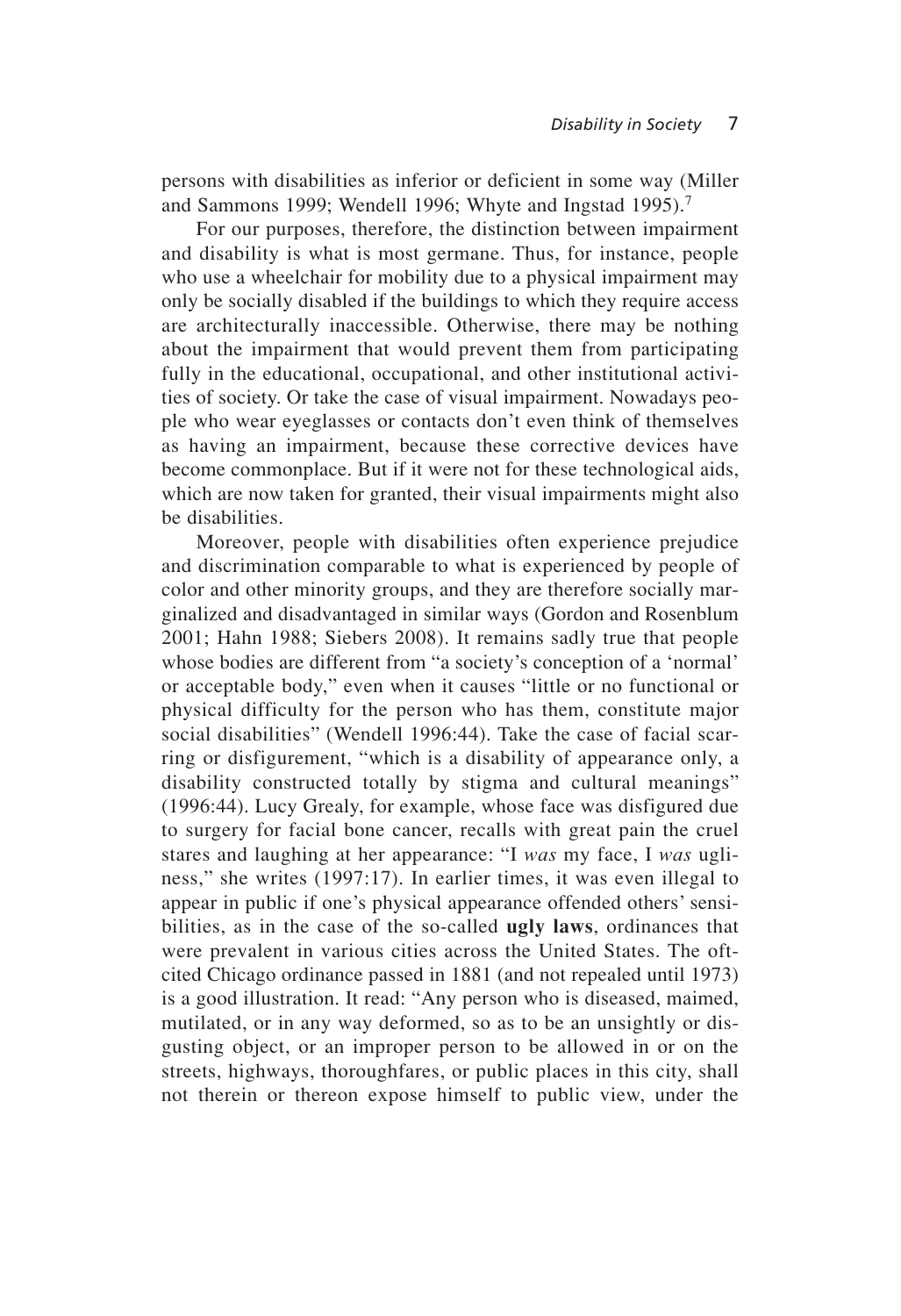persons with disabilities as inferior or deficient in some way (Miller and Sammons 1999; Wendell 1996; Whyte and Ingstad 1995).[7]

For our purposes, therefore, the distinction between impairment and disability is what is most germane. Thus, for instance, people who use a wheelchair for mobility due to a physical impairment may only be socially disabled if the buildings to which they require access are architecturally inaccessible. Otherwise, there may be nothing about the impairment that would prevent them from participating fully in the educational, occupational, and other institutional activities of society. Or take the case of visual impairment. Nowadays people who wear eyeglasses or contacts don't even think of themselves as having an impairment, because these corrective devices have become commonplace. But if it were not for these technological aids, which are now taken for granted, their visual impairments might also be disabilities.

Moreover, people with disabilities often experience prejudice and discrimination comparable to what is experienced by people of color and other minority groups, and they are therefore socially marginalized and disadvantaged in similar ways (Gordon and Rosenblum 2001; Hahn 1988; Siebers 2008). It remains sadly true that people whose bodies are different from "a society's conception of a 'normal' or acceptable body," even when it causes "little or no functional or physical difficulty for the person who has them, constitute major social disabilities" (Wendell 1996:44). Take the case of facial scarring or disfigurement, "which is a disability of appearance only, a disability constructed totally by stigma and cultural meanings" (1996:44). Lucy Grealy, for example, whose face was disfigured due to surgery for facial bone cancer, recalls with great pain the cruel stares and laughing at her appearance: "I *was* my face, I *was* ugliness," she writes (1997:17). In earlier times, it was even illegal to appear in public if one's physical appearance offended others' sensibilities, as in the case of the so-called **ugly laws**, ordinances that were prevalent in various cities across the United States. The oft-cited Chicago ordinance passed in 1881 (and not repealed until 1973) is a good illustration. It read: "Any person who is diseased, maimed, mutilated, or in any way deformed, so as to be an unsightly or disgusting object, or an improper person to be allowed in or on the streets, highways, thoroughfares, or public places in this city, shall not therein or thereon expose himself to public view, under the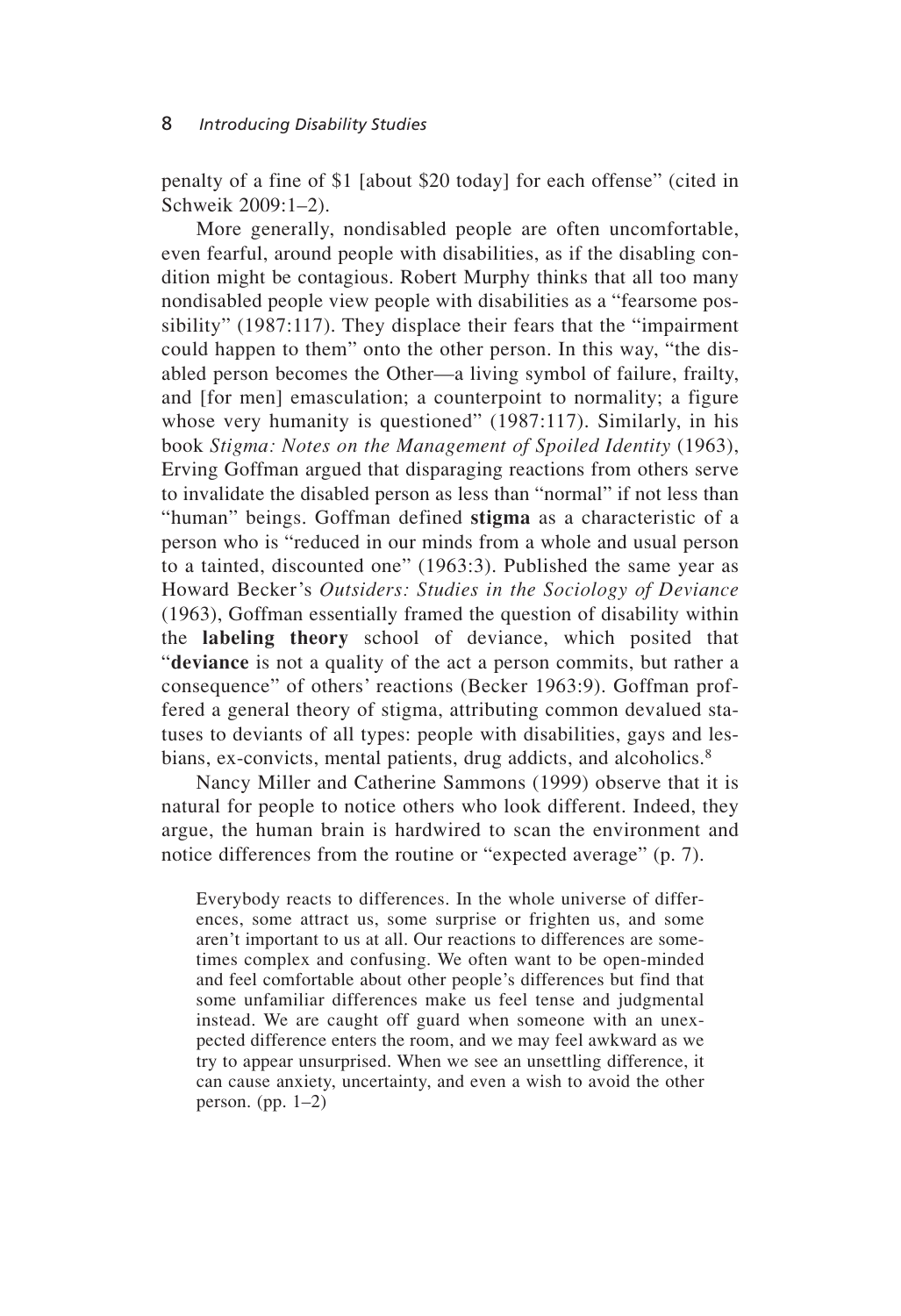penalty of a fine of $1 [about $20 today] for each offense" (cited in Schweik 2009:1–2).

More generally, nondisabled people are often uncomfortable, even fearful, around people with disabilities, as if the disabling condition might be contagious. Robert Murphy thinks that all too many nondisabled people view people with disabilities as a "fearsome possibility" (1987:117). They displace their fears that the "impairment could happen to them" onto the other person. In this way, "the disabled person becomes the Other—a living symbol of failure, frailty, and [for men] emasculation; a counterpoint to normality; a figure whose very humanity is questioned" (1987:117). Similarly, in his book *Stigma: Notes on the Management of Spoiled Identity* (1963), Erving Goffman argued that disparaging reactions from others serve to invalidate the disabled person as less than "normal" if not less than "human" beings. Goffman defined **stigma** as a characteristic of a person who is "reduced in our minds from a whole and usual person to a tainted, discounted one" (1963:3). Published the same year as Howard Becker's *Outsiders: Studies in the Sociology of Deviance* (1963), Goffman essentially framed the question of disability within the **labeling theory** school of deviance, which posited that "**deviance** is not a quality of the act a person commits, but rather a consequence" of others' reactions (Becker 1963:9). Goffman proffered a general theory of stigma, attributing common devalued statuses to deviants of all types: people with disabilities, gays and lesbians, ex-convicts, mental patients, drug addicts, and alcoholics.[8]

Nancy Miller and Catherine Sammons (1999) observe that it is natural for people to notice others who look different. Indeed, they argue, the human brain is hardwired to scan the environment and notice differences from the routine or "expected average" (p. 7).

> Everybody reacts to differences. In the whole universe of differences, some attract us, some surprise or frighten us, and some aren't important to us at all. Our reactions to differences are sometimes complex and confusing. We often want to be open-minded and feel comfortable about other people's differences but find that some unfamiliar differences make us feel tense and judgmental instead. We are caught off guard when someone with an unexpected difference enters the room, and we may feel awkward as we try to appear unsurprised. When we see an unsettling difference, it can cause anxiety, uncertainty, and even a wish to avoid the other person. (pp. 1–2)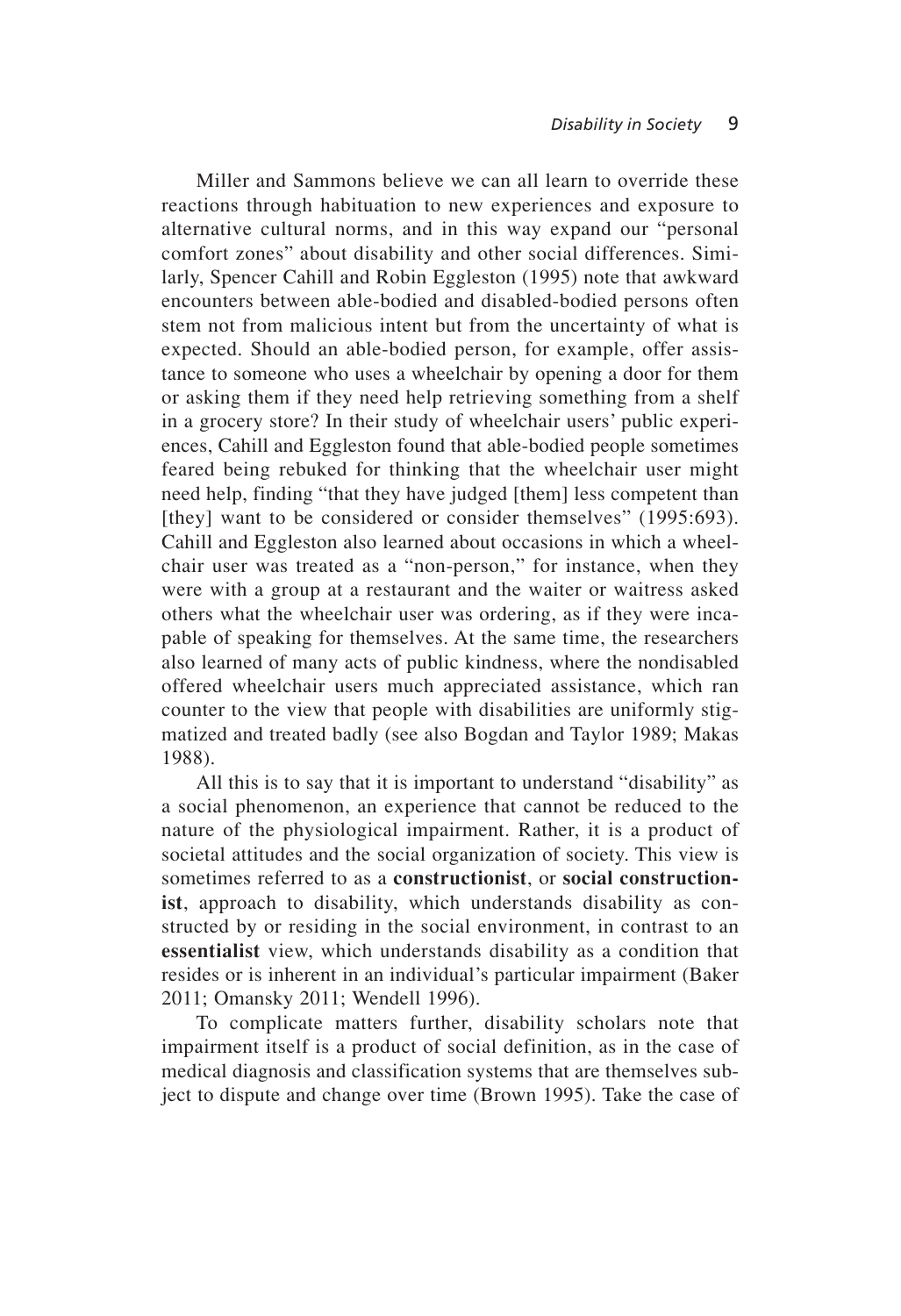Miller and Sammons believe we can all learn to override these reactions through habituation to new experiences and exposure to alternative cultural norms, and in this way expand our "personal comfort zones" about disability and other social differences. Similarly, Spencer Cahill and Robin Eggleston (1995) note that awkward encounters between able-bodied and disabled-bodied persons often stem not from malicious intent but from the uncertainty of what is expected. Should an able-bodied person, for example, offer assistance to someone who uses a wheelchair by opening a door for them or asking them if they need help retrieving something from a shelf in a grocery store? In their study of wheelchair users' public experiences, Cahill and Eggleston found that able-bodied people sometimes feared being rebuked for thinking that the wheelchair user might need help, finding "that they have judged [them] less competent than [they] want to be considered or consider themselves" (1995:693). Cahill and Eggleston also learned about occasions in which a wheelchair user was treated as a "non-person," for instance, when they were with a group at a restaurant and the waiter or waitress asked others what the wheelchair user was ordering, as if they were incapable of speaking for themselves. At the same time, the researchers also learned of many acts of public kindness, where the nondisabled offered wheelchair users much appreciated assistance, which ran counter to the view that people with disabilities are uniformly stigmatized and treated badly (see also Bogdan and Taylor 1989; Makas 1988).

All this is to say that it is important to understand "disability" as a social phenomenon, an experience that cannot be reduced to the nature of the physiological impairment. Rather, it is a product of societal attitudes and the social organization of society. This view is sometimes referred to as a **constructionist**, or **social constructionist**, approach to disability, which understands disability as constructed by or residing in the social environment, in contrast to an **essentialist** view, which understands disability as a condition that resides or is inherent in an individual's particular impairment (Baker 2011; Omansky 2011; Wendell 1996).

To complicate matters further, disability scholars note that impairment itself is a product of social definition, as in the case of medical diagnosis and classification systems that are themselves subject to dispute and change over time (Brown 1995). Take the case of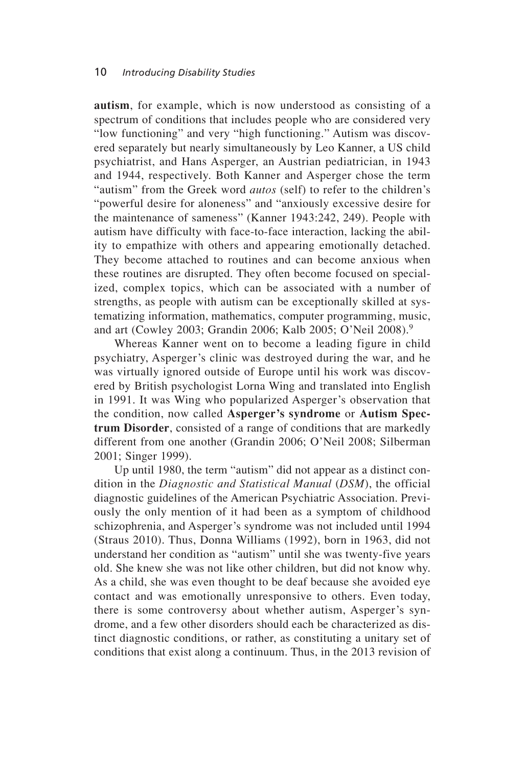**autism**, for example, which is now understood as consisting of a spectrum of conditions that includes people who are considered very "low functioning" and very "high functioning." Autism was discovered separately but nearly simultaneously by Leo Kanner, a US child psychiatrist, and Hans Asperger, an Austrian pediatrician, in 1943 and 1944, respectively. Both Kanner and Asperger chose the term "autism" from the Greek word *autos* (self) to refer to the children's "powerful desire for aloneness" and "anxiously excessive desire for the maintenance of sameness" (Kanner 1943:242, 249). People with autism have difficulty with face-to-face interaction, lacking the ability to empathize with others and appearing emotionally detached. They become attached to routines and can become anxious when these routines are disrupted. They often become focused on specialized, complex topics, which can be associated with a number of strengths, as people with autism can be exceptionally skilled at systematizing information, mathematics, computer programming, music, and art (Cowley 2003; Grandin 2006; Kalb 2005; O'Neil 2008).[9]

Whereas Kanner went on to become a leading figure in child psychiatry, Asperger's clinic was destroyed during the war, and he was virtually ignored outside of Europe until his work was discovered by British psychologist Lorna Wing and translated into English in 1991. It was Wing who popularized Asperger's observation that the condition, now called **Asperger's syndrome** or **Autism Spectrum Disorder**, consisted of a range of conditions that are markedly different from one another (Grandin 2006; O'Neil 2008; Silberman 2001; Singer 1999).

Up until 1980, the term "autism" did not appear as a distinct condition in the *Diagnostic and Statistical Manual* (*DSM*), the official diagnostic guidelines of the American Psychiatric Association. Previously the only mention of it had been as a symptom of childhood schizophrenia, and Asperger's syndrome was not included until 1994 (Straus 2010). Thus, Donna Williams (1992), born in 1963, did not understand her condition as "autism" until she was twenty-five years old. She knew she was not like other children, but did not know why. As a child, she was even thought to be deaf because she avoided eye contact and was emotionally unresponsive to others. Even today, there is some controversy about whether autism, Asperger's syndrome, and a few other disorders should each be characterized as distinct diagnostic conditions, or rather, as constituting a unitary set of conditions that exist along a continuum. Thus, in the 2013 revision of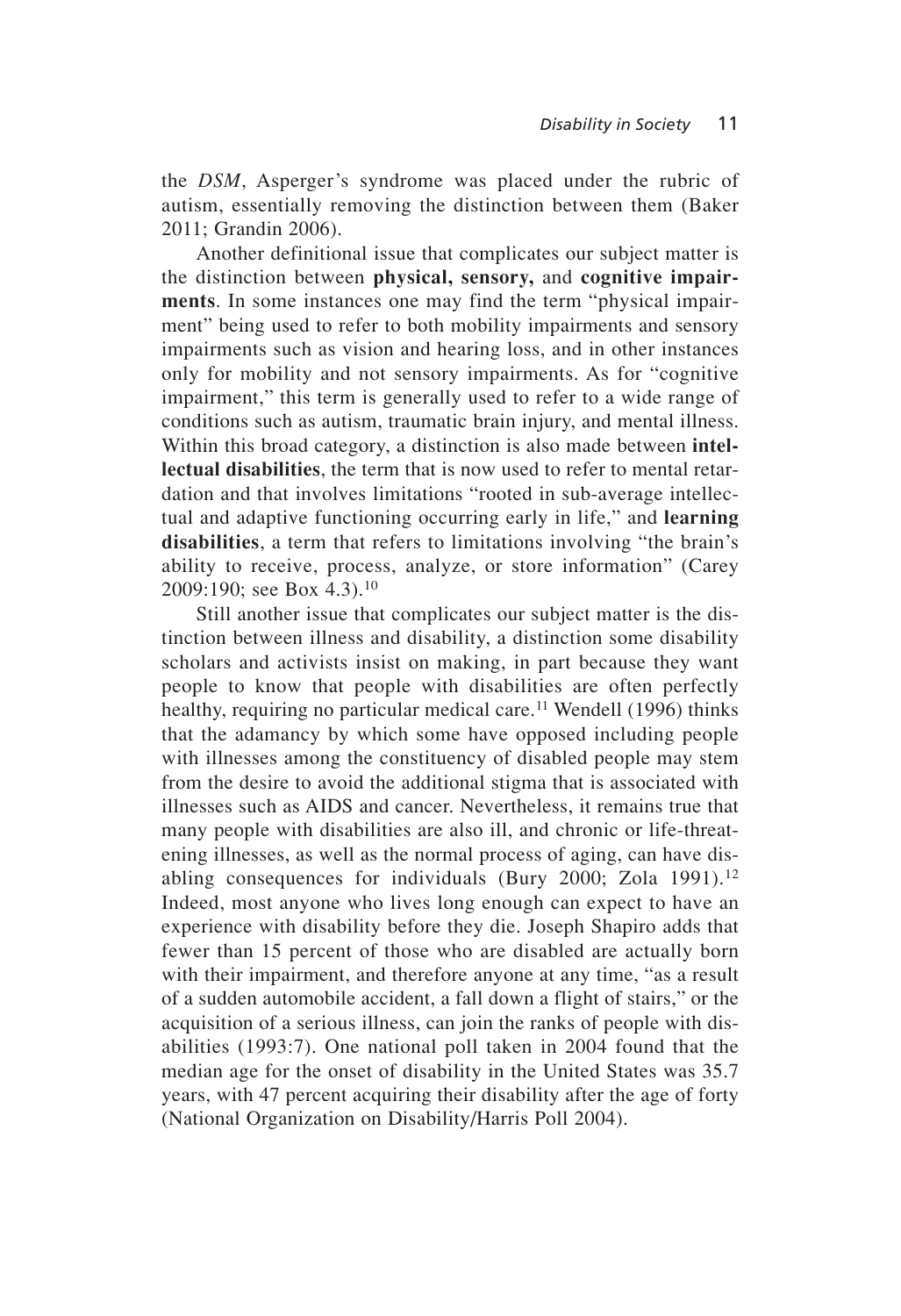the *DSM*, Asperger's syndrome was placed under the rubric of autism, essentially removing the distinction between them (Baker 2011; Grandin 2006).

Another definitional issue that complicates our subject matter is the distinction between **physical, sensory,** and **cognitive impairments**. In some instances one may find the term "physical impairment" being used to refer to both mobility impairments and sensory impairments such as vision and hearing loss, and in other instances only for mobility and not sensory impairments. As for "cognitive impairment," this term is generally used to refer to a wide range of conditions such as autism, traumatic brain injury, and mental illness. Within this broad category, a distinction is also made between **intellectual disabilities**, the term that is now used to refer to mental retardation and that involves limitations "rooted in sub-average intellectual and adaptive functioning occurring early in life," and **learning disabilities**, a term that refers to limitations involving "the brain's ability to receive, process, analyze, or store information" (Carey 2009:190; see Box 4.3).[10]

Still another issue that complicates our subject matter is the distinction between illness and disability, a distinction some disability scholars and activists insist on making, in part because they want people to know that people with disabilities are often perfectly healthy, requiring no particular medical care.[11] Wendell (1996) thinks that the adamancy by which some have opposed including people with illnesses among the constituency of disabled people may stem from the desire to avoid the additional stigma that is associated with illnesses such as AIDS and cancer. Nevertheless, it remains true that many people with disabilities are also ill, and chronic or life-threatening illnesses, as well as the normal process of aging, can have disabling consequences for individuals (Bury 2000; Zola 1991).[12] Indeed, most anyone who lives long enough can expect to have an experience with disability before they die. Joseph Shapiro adds that fewer than 15 percent of those who are disabled are actually born with their impairment, and therefore anyone at any time, "as a result of a sudden automobile accident, a fall down a flight of stairs," or the acquisition of a serious illness, can join the ranks of people with disabilities (1993:7). One national poll taken in 2004 found that the median age for the onset of disability in the United States was 35.7 years, with 47 percent acquiring their disability after the age of forty (National Organization on Disability/Harris Poll 2004).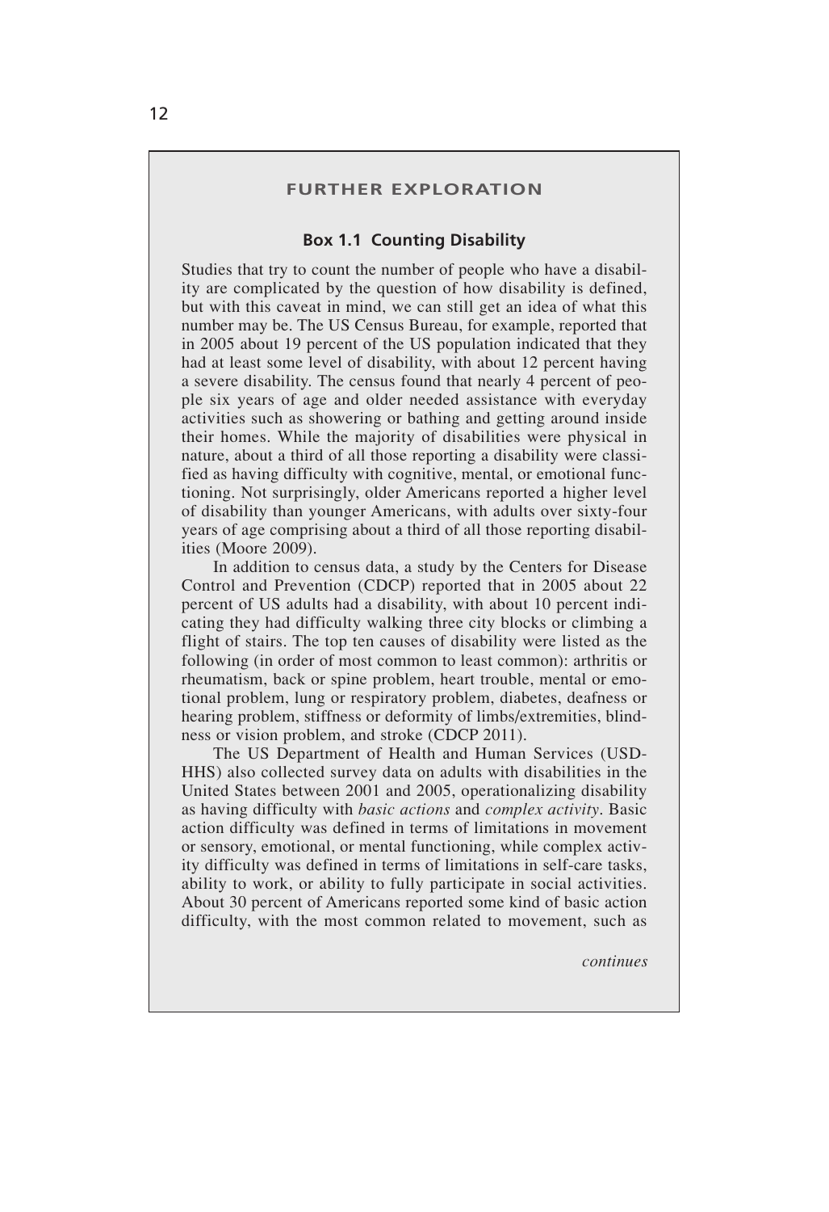## FURTHER EXPLORATION

### Box 1.1 Counting Disability

Studies that try to count the number of people who have a disability are complicated by the question of how disability is defined, but with this caveat in mind, we can still get an idea of what this number may be. The US Census Bureau, for example, reported that in 2005 about 19 percent of the US population indicated that they had at least some level of disability, with about 12 percent having a severe disability. The census found that nearly 4 percent of people six years of age and older needed assistance with everyday activities such as showering or bathing and getting around inside their homes. While the majority of disabilities were physical in nature, about a third of all those reporting a disability were classified as having difficulty with cognitive, mental, or emotional functioning. Not surprisingly, older Americans reported a higher level of disability than younger Americans, with adults over sixty-four years of age comprising about a third of all those reporting disabilities (Moore 2009).

In addition to census data, a study by the Centers for Disease Control and Prevention (CDCP) reported that in 2005 about 22 percent of US adults had a disability, with about 10 percent indicating they had difficulty walking three city blocks or climbing a flight of stairs. The top ten causes of disability were listed as the following (in order of most common to least common): arthritis or rheumatism, back or spine problem, heart trouble, mental or emotional problem, lung or respiratory problem, diabetes, deafness or hearing problem, stiffness or deformity of limbs/extremities, blindness or vision problem, and stroke (CDCP 2011).

The US Department of Health and Human Services (USDHHS) also collected survey data on adults with disabilities in the United States between 2001 and 2005, operationalizing disability as having difficulty with *basic actions* and *complex activity*. Basic action difficulty was defined in terms of limitations in movement or sensory, emotional, or mental functioning, while complex activity difficulty was defined in terms of limitations in self-care tasks, ability to work, or ability to fully participate in social activities. About 30 percent of Americans reported some kind of basic action difficulty, with the most common related to movement, such as

*continues*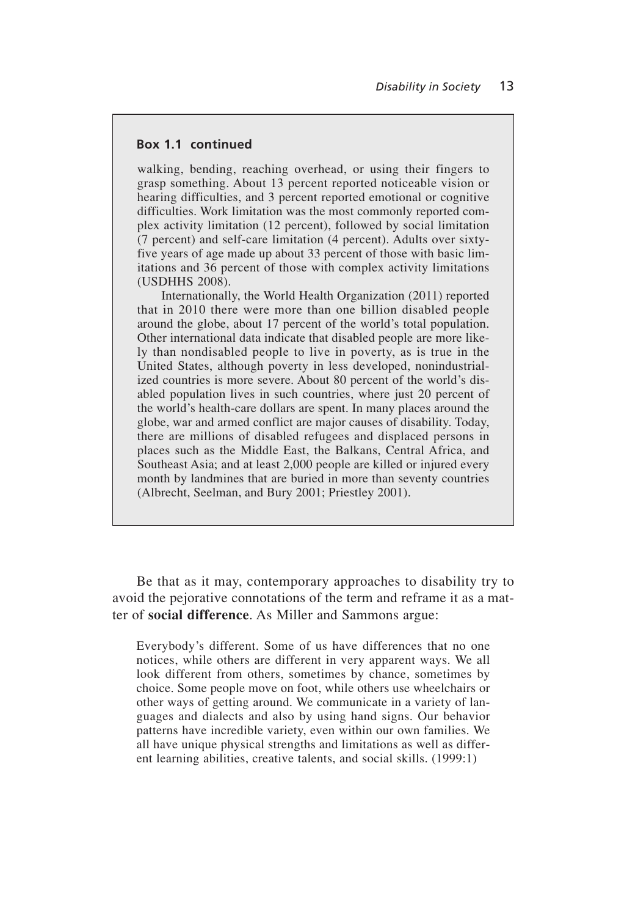**Box 1.1 continued**

walking, bending, reaching overhead, or using their fingers to grasp something. About 13 percent reported noticeable vision or hearing difficulties, and 3 percent reported emotional or cognitive difficulties. Work limitation was the most commonly reported complex activity limitation (12 percent), followed by social limitation (7 percent) and self-care limitation (4 percent). Adults over sixty-five years of age made up about 33 percent of those with basic limitations and 36 percent of those with complex activity limitations (USDHHS 2008).

Internationally, the World Health Organization (2011) reported that in 2010 there were more than one billion disabled people around the globe, about 17 percent of the world's total population. Other international data indicate that disabled people are more likely than nondisabled people to live in poverty, as is true in the United States, although poverty in less developed, nonindustrialized countries is more severe. About 80 percent of the world's disabled population lives in such countries, where just 20 percent of the world's health-care dollars are spent. In many places around the globe, war and armed conflict are major causes of disability. Today, there are millions of disabled refugees and displaced persons in places such as the Middle East, the Balkans, Central Africa, and Southeast Asia; and at least 2,000 people are killed or injured every month by landmines that are buried in more than seventy countries (Albrecht, Seelman, and Bury 2001; Priestley 2001).

Be that as it may, contemporary approaches to disability try to avoid the pejorative connotations of the term and reframe it as a matter of **social difference**. As Miller and Sammons argue:

> Everybody's different. Some of us have differences that no one notices, while others are different in very apparent ways. We all look different from others, sometimes by chance, sometimes by choice. Some people move on foot, while others use wheelchairs or other ways of getting around. We communicate in a variety of languages and dialects and also by using hand signs. Our behavior patterns have incredible variety, even within our own families. We all have unique physical strengths and limitations as well as different learning abilities, creative talents, and social skills. (1999:1)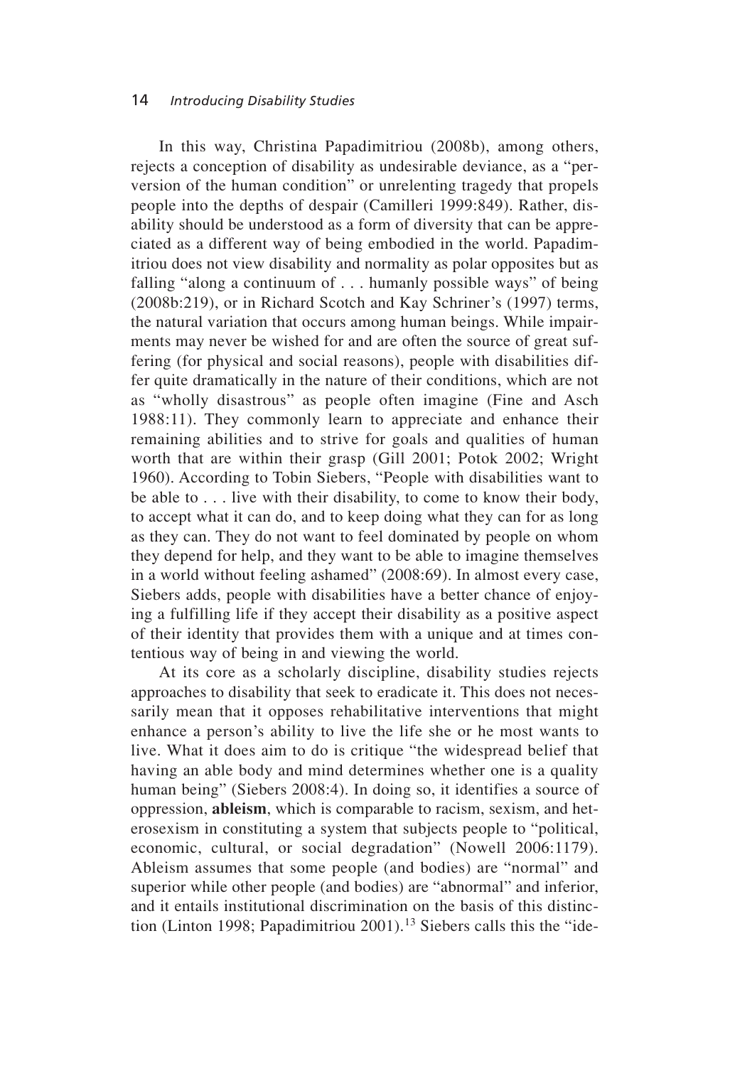In this way, Christina Papadimitriou (2008b), among others, rejects a conception of disability as undesirable deviance, as a "perversion of the human condition" or unrelenting tragedy that propels people into the depths of despair (Camilleri 1999:849). Rather, disability should be understood as a form of diversity that can be appreciated as a different way of being embodied in the world. Papadimitriou does not view disability and normality as polar opposites but as falling "along a continuum of . . . humanly possible ways" of being (2008b:219), or in Richard Scotch and Kay Schriner's (1997) terms, the natural variation that occurs among human beings. While impairments may never be wished for and are often the source of great suffering (for physical and social reasons), people with disabilities differ quite dramatically in the nature of their conditions, which are not as "wholly disastrous" as people often imagine (Fine and Asch 1988:11). They commonly learn to appreciate and enhance their remaining abilities and to strive for goals and qualities of human worth that are within their grasp (Gill 2001; Potok 2002; Wright 1960). According to Tobin Siebers, "People with disabilities want to be able to . . . live with their disability, to come to know their body, to accept what it can do, and to keep doing what they can for as long as they can. They do not want to feel dominated by people on whom they depend for help, and they want to be able to imagine themselves in a world without feeling ashamed" (2008:69). In almost every case, Siebers adds, people with disabilities have a better chance of enjoying a fulfilling life if they accept their disability as a positive aspect of their identity that provides them with a unique and at times contentious way of being in and viewing the world.

At its core as a scholarly discipline, disability studies rejects approaches to disability that seek to eradicate it. This does not necessarily mean that it opposes rehabilitative interventions that might enhance a person's ability to live the life she or he most wants to live. What it does aim to do is critique "the widespread belief that having an able body and mind determines whether one is a quality human being" (Siebers 2008:4). In doing so, it identifies a source of oppression, **ableism**, which is comparable to racism, sexism, and heterosexism in constituting a system that subjects people to "political, economic, cultural, or social degradation" (Nowell 2006:1179). Ableism assumes that some people (and bodies) are "normal" and superior while other people (and bodies) are "abnormal" and inferior, and it entails institutional discrimination on the basis of this distinction (Linton 1998; Papadimitriou 2001).[13] Siebers calls this the "ide-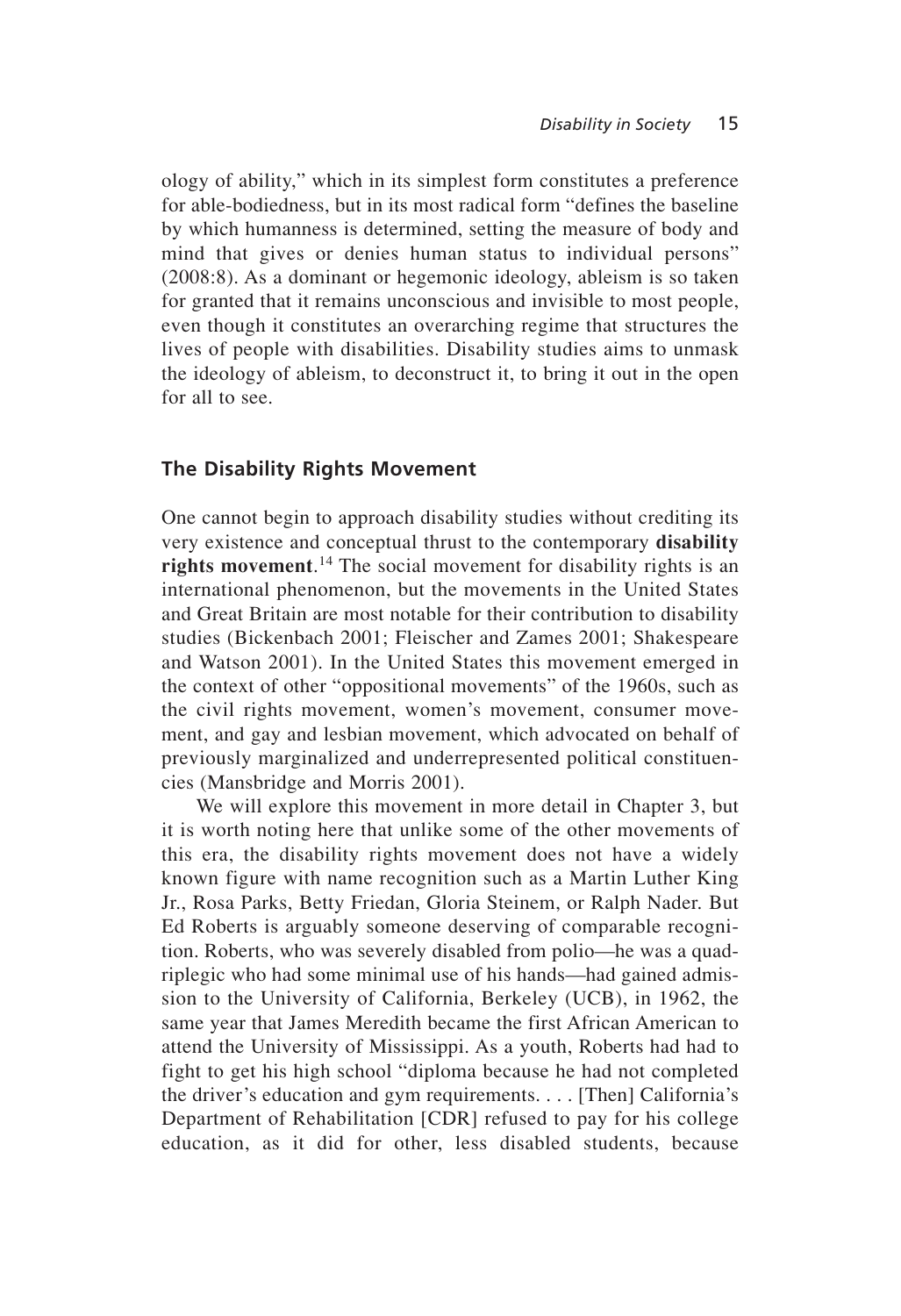ology of ability," which in its simplest form constitutes a preference for able-bodiedness, but in its most radical form "defines the baseline by which humanness is determined, setting the measure of body and mind that gives or denies human status to individual persons" (2008:8). As a dominant or hegemonic ideology, ableism is so taken for granted that it remains unconscious and invisible to most people, even though it constitutes an overarching regime that structures the lives of people with disabilities. Disability studies aims to unmask the ideology of ableism, to deconstruct it, to bring it out in the open for all to see.

## The Disability Rights Movement

One cannot begin to approach disability studies without crediting its very existence and conceptual thrust to the contemporary **disability rights movement**.[14] The social movement for disability rights is an international phenomenon, but the movements in the United States and Great Britain are most notable for their contribution to disability studies (Bickenbach 2001; Fleischer and Zames 2001; Shakespeare and Watson 2001). In the United States this movement emerged in the context of other "oppositional movements" of the 1960s, such as the civil rights movement, women's movement, consumer movement, and gay and lesbian movement, which advocated on behalf of previously marginalized and underrepresented political constituencies (Mansbridge and Morris 2001).

We will explore this movement in more detail in Chapter 3, but it is worth noting here that unlike some of the other movements of this era, the disability rights movement does not have a widely known figure with name recognition such as a Martin Luther King Jr., Rosa Parks, Betty Friedan, Gloria Steinem, or Ralph Nader. But Ed Roberts is arguably someone deserving of comparable recognition. Roberts, who was severely disabled from polio—he was a quadriplegic who had some minimal use of his hands—had gained admission to the University of California, Berkeley (UCB), in 1962, the same year that James Meredith became the first African American to attend the University of Mississippi. As a youth, Roberts had had to fight to get his high school "diploma because he had not completed the driver's education and gym requirements. . . . [Then] California's Department of Rehabilitation [CDR] refused to pay for his college education, as it did for other, less disabled students, because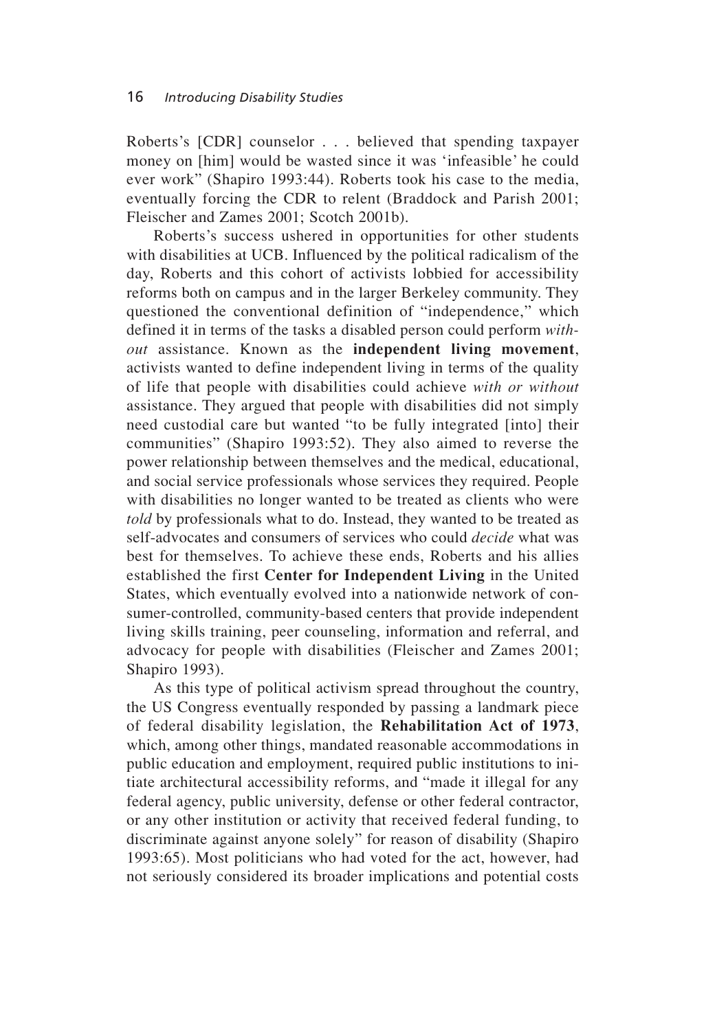Roberts's [CDR] counselor . . . believed that spending taxpayer money on [him] would be wasted since it was 'infeasible' he could ever work" (Shapiro 1993:44). Roberts took his case to the media, eventually forcing the CDR to relent (Braddock and Parish 2001; Fleischer and Zames 2001; Scotch 2001b).

Roberts's success ushered in opportunities for other students with disabilities at UCB. Influenced by the political radicalism of the day, Roberts and this cohort of activists lobbied for accessibility reforms both on campus and in the larger Berkeley community. They questioned the conventional definition of "independence," which defined it in terms of the tasks a disabled person could perform *without* assistance. Known as the **independent living movement**, activists wanted to define independent living in terms of the quality of life that people with disabilities could achieve *with or without* assistance. They argued that people with disabilities did not simply need custodial care but wanted "to be fully integrated [into] their communities" (Shapiro 1993:52). They also aimed to reverse the power relationship between themselves and the medical, educational, and social service professionals whose services they required. People with disabilities no longer wanted to be treated as clients who were *told* by professionals what to do. Instead, they wanted to be treated as self-advocates and consumers of services who could *decide* what was best for themselves. To achieve these ends, Roberts and his allies established the first **Center for Independent Living** in the United States, which eventually evolved into a nationwide network of consumer-controlled, community-based centers that provide independent living skills training, peer counseling, information and referral, and advocacy for people with disabilities (Fleischer and Zames 2001; Shapiro 1993).

As this type of political activism spread throughout the country, the US Congress eventually responded by passing a landmark piece of federal disability legislation, the **Rehabilitation Act of 1973**, which, among other things, mandated reasonable accommodations in public education and employment, required public institutions to initiate architectural accessibility reforms, and "made it illegal for any federal agency, public university, defense or other federal contractor, or any other institution or activity that received federal funding, to discriminate against anyone solely" for reason of disability (Shapiro 1993:65). Most politicians who had voted for the act, however, had not seriously considered its broader implications and potential costs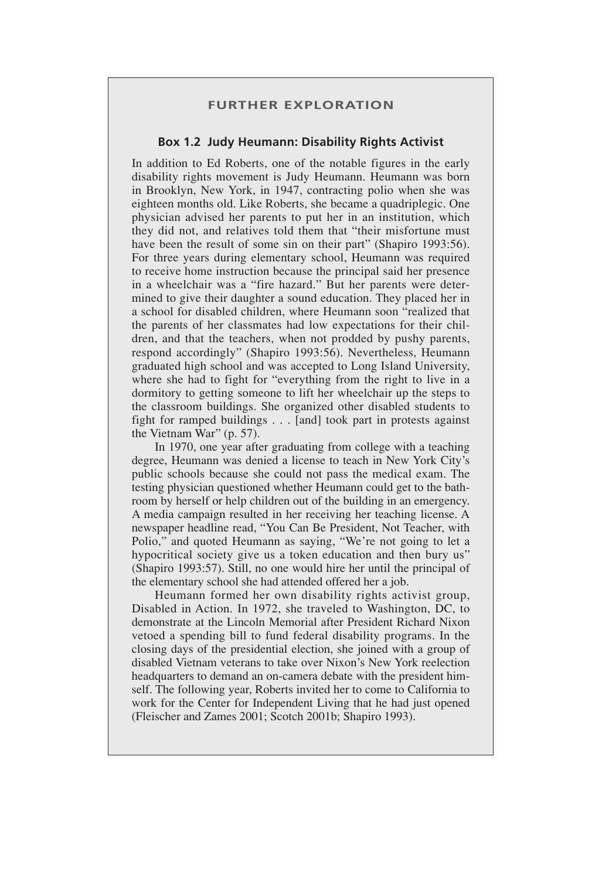## FURTHER EXPLORATION

### Box 1.2 Judy Heumann: Disability Rights Activist

In addition to Ed Roberts, one of the notable figures in the early disability rights movement is Judy Heumann. Heumann was born in Brooklyn, New York, in 1947, contracting polio when she was eighteen months old. Like Roberts, she became a quadriplegic. One physician advised her parents to put her in an institution, which they did not, and relatives told them that "their misfortune must have been the result of some sin on their part" (Shapiro 1993:56). For three years during elementary school, Heumann was required to receive home instruction because the principal said her presence in a wheelchair was a "fire hazard." But her parents were determined to give their daughter a sound education. They placed her in a school for disabled children, where Heumann soon "realized that the parents of her classmates had low expectations for their children, and that the teachers, when not prodded by pushy parents, respond accordingly" (Shapiro 1993:56). Nevertheless, Heumann graduated high school and was accepted to Long Island University, where she had to fight for "everything from the right to live in a dormitory to getting someone to lift her wheelchair up the steps to the classroom buildings. She organized other disabled students to fight for ramped buildings . . . [and] took part in protests against the Vietnam War" (p. 57).

In 1970, one year after graduating from college with a teaching degree, Heumann was denied a license to teach in New York City's public schools because she could not pass the medical exam. The testing physician questioned whether Heumann could get to the bathroom by herself or help children out of the building in an emergency. A media campaign resulted in her receiving her teaching license. A newspaper headline read, "You Can Be President, Not Teacher, with Polio," and quoted Heumann as saying, "We're not going to let a hypocritical society give us a token education and then bury us" (Shapiro 1993:57). Still, no one would hire her until the principal of the elementary school she had attended offered her a job.

Heumann formed her own disability rights activist group, Disabled in Action. In 1972, she traveled to Washington, DC, to demonstrate at the Lincoln Memorial after President Richard Nixon vetoed a spending bill to fund federal disability programs. In the closing days of the presidential election, she joined with a group of disabled Vietnam veterans to take over Nixon's New York reelection headquarters to demand an on-camera debate with the president himself. The following year, Roberts invited her to come to California to work for the Center for Independent Living that he had just opened (Fleischer and Zames 2001; Scotch 2001b; Shapiro 1993).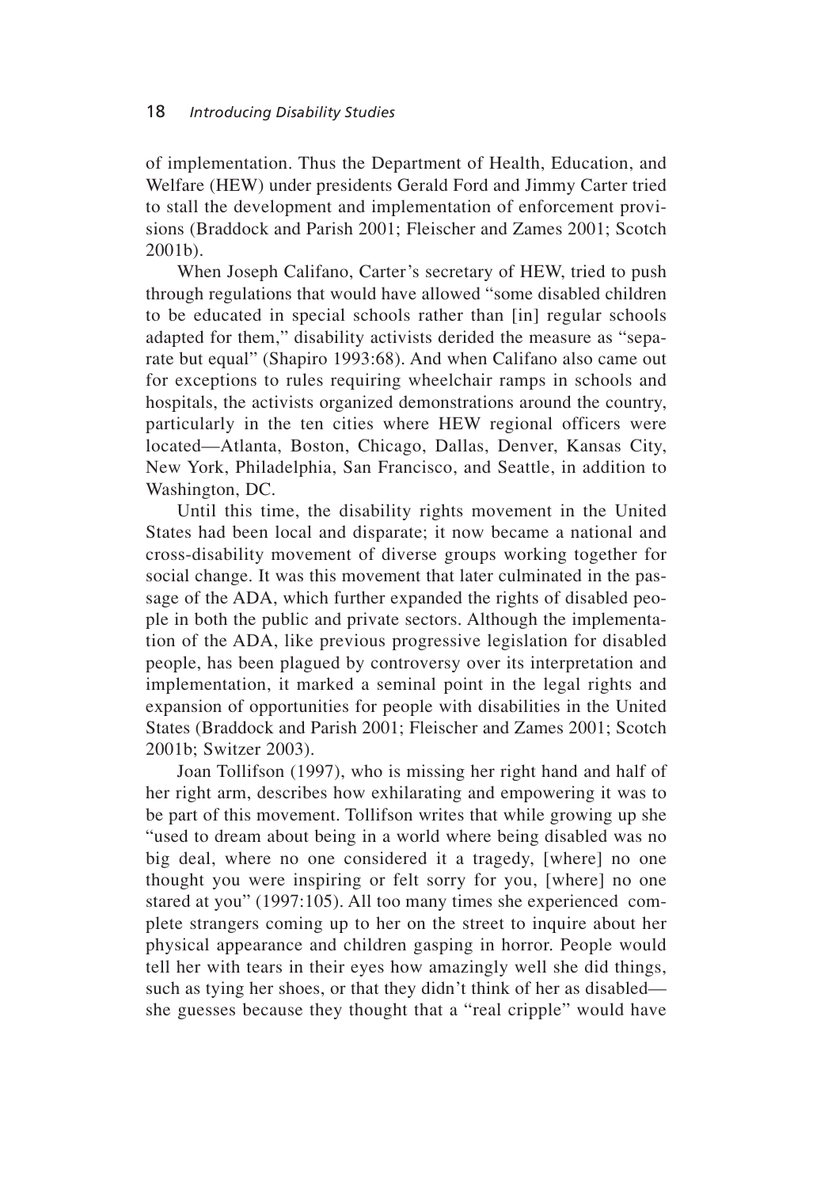of implementation. Thus the Department of Health, Education, and Welfare (HEW) under presidents Gerald Ford and Jimmy Carter tried to stall the development and implementation of enforcement provisions (Braddock and Parish 2001; Fleischer and Zames 2001; Scotch 2001b).

When Joseph Califano, Carter's secretary of HEW, tried to push through regulations that would have allowed "some disabled children to be educated in special schools rather than [in] regular schools adapted for them," disability activists derided the measure as "separate but equal" (Shapiro 1993:68). And when Califano also came out for exceptions to rules requiring wheelchair ramps in schools and hospitals, the activists organized demonstrations around the country, particularly in the ten cities where HEW regional officers were located—Atlanta, Boston, Chicago, Dallas, Denver, Kansas City, New York, Philadelphia, San Francisco, and Seattle, in addition to Washington, DC.

Until this time, the disability rights movement in the United States had been local and disparate; it now became a national and cross-disability movement of diverse groups working together for social change. It was this movement that later culminated in the passage of the ADA, which further expanded the rights of disabled people in both the public and private sectors. Although the implementation of the ADA, like previous progressive legislation for disabled people, has been plagued by controversy over its interpretation and implementation, it marked a seminal point in the legal rights and expansion of opportunities for people with disabilities in the United States (Braddock and Parish 2001; Fleischer and Zames 2001; Scotch 2001b; Switzer 2003).

Joan Tollifson (1997), who is missing her right hand and half of her right arm, describes how exhilarating and empowering it was to be part of this movement. Tollifson writes that while growing up she "used to dream about being in a world where being disabled was no big deal, where no one considered it a tragedy, [where] no one thought you were inspiring or felt sorry for you, [where] no one stared at you" (1997:105). All too many times she experienced complete strangers coming up to her on the street to inquire about her physical appearance and children gasping in horror. People would tell her with tears in their eyes how amazingly well she did things, such as tying her shoes, or that they didn't think of her as disabled—she guesses because they thought that a "real cripple" would have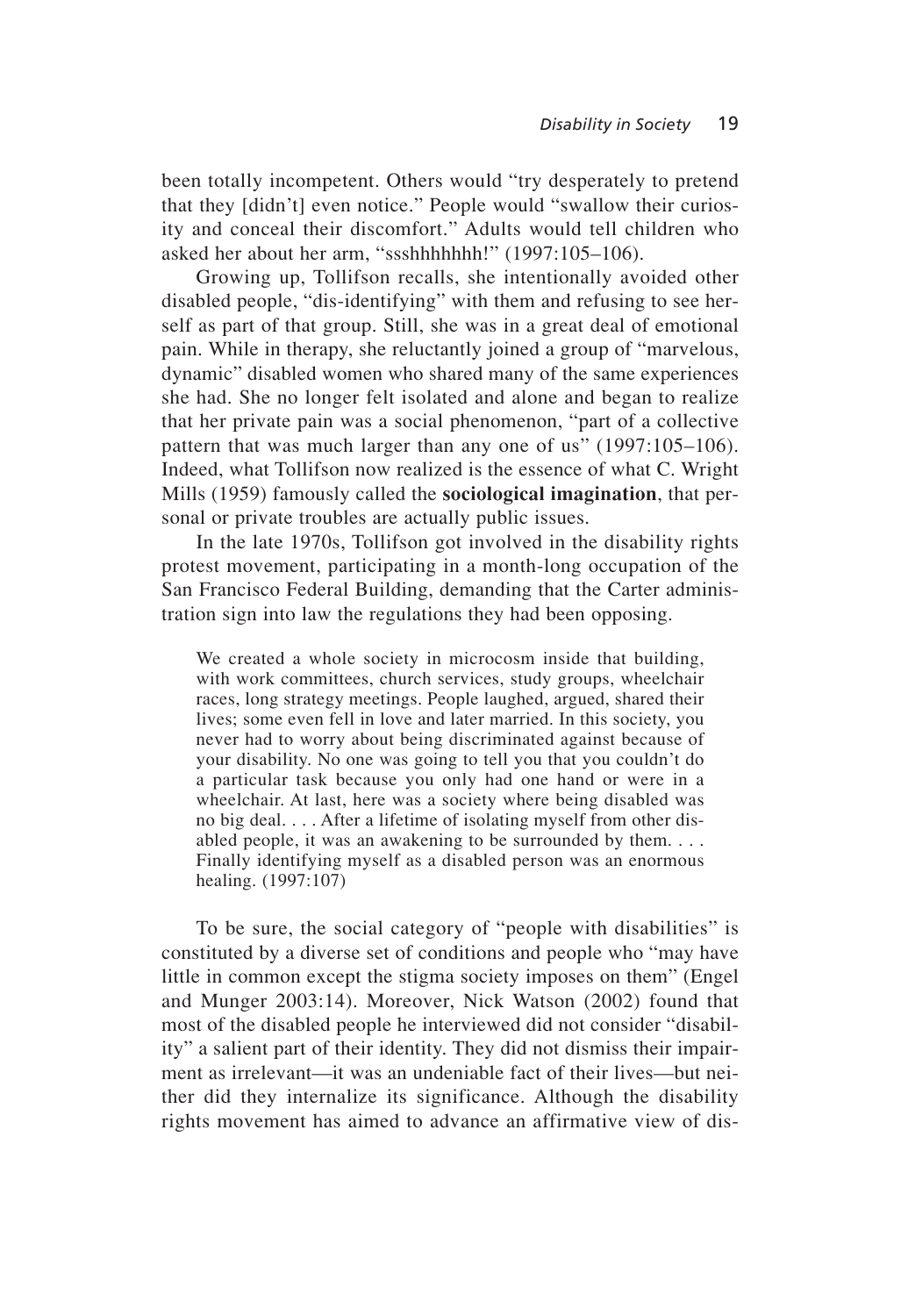been totally incompetent. Others would "try desperately to pretend that they [didn't] even notice." People would "swallow their curiosity and conceal their discomfort." Adults would tell children who asked her about her arm, "ssshhhhhhh!" (1997:105–106).

Growing up, Tollifson recalls, she intentionally avoided other disabled people, "dis-identifying" with them and refusing to see herself as part of that group. Still, she was in a great deal of emotional pain. While in therapy, she reluctantly joined a group of "marvelous, dynamic" disabled women who shared many of the same experiences she had. She no longer felt isolated and alone and began to realize that her private pain was a social phenomenon, "part of a collective pattern that was much larger than any one of us" (1997:105–106). Indeed, what Tollifson now realized is the essence of what C. Wright Mills (1959) famously called the **sociological imagination**, that personal or private troubles are actually public issues.

In the late 1970s, Tollifson got involved in the disability rights protest movement, participating in a month-long occupation of the San Francisco Federal Building, demanding that the Carter administration sign into law the regulations they had been opposing.

> We created a whole society in microcosm inside that building, with work committees, church services, study groups, wheelchair races, long strategy meetings. People laughed, argued, shared their lives; some even fell in love and later married. In this society, you never had to worry about being discriminated against because of your disability. No one was going to tell you that you couldn't do a particular task because you only had one hand or were in a wheelchair. At last, here was a society where being disabled was no big deal. . . . After a lifetime of isolating myself from other disabled people, it was an awakening to be surrounded by them. . . . Finally identifying myself as a disabled person was an enormous healing. (1997:107)

To be sure, the social category of "people with disabilities" is constituted by a diverse set of conditions and people who "may have little in common except the stigma society imposes on them" (Engel and Munger 2003:14). Moreover, Nick Watson (2002) found that most of the disabled people he interviewed did not consider "disability" a salient part of their identity. They did not dismiss their impairment as irrelevant—it was an undeniable fact of their lives—but neither did they internalize its significance. Although the disability rights movement has aimed to advance an affirmative view of dis-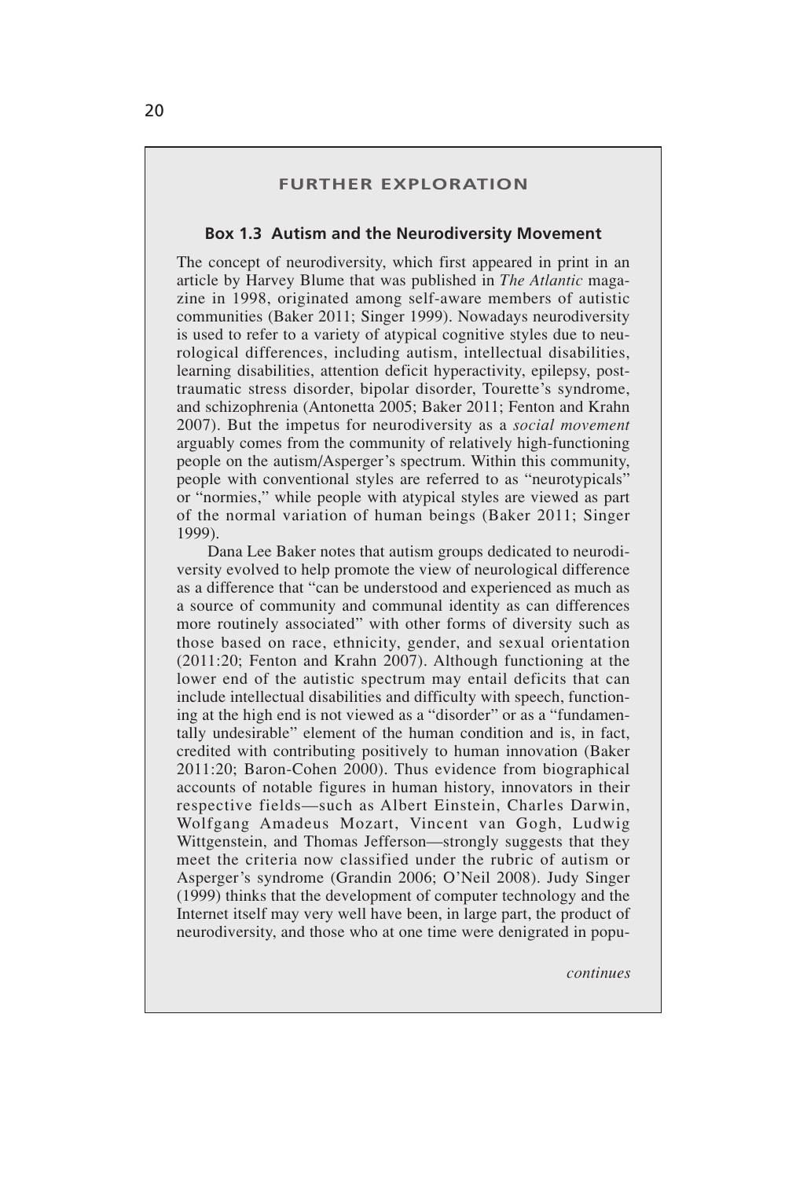### FURTHER EXPLORATION

#### Box 1.3 Autism and the Neurodiversity Movement

The concept of neurodiversity, which first appeared in print in an article by Harvey Blume that was published in *The Atlantic* magazine in 1998, originated among self-aware members of autistic communities (Baker 2011; Singer 1999). Nowadays neurodiversity is used to refer to a variety of atypical cognitive styles due to neurological differences, including autism, intellectual disabilities, learning disabilities, attention deficit hyperactivity, epilepsy, post-traumatic stress disorder, bipolar disorder, Tourette's syndrome, and schizophrenia (Antonetta 2005; Baker 2011; Fenton and Krahn 2007). But the impetus for neurodiversity as a *social movement* arguably comes from the community of relatively high-functioning people on the autism/Asperger's spectrum. Within this community, people with conventional styles are referred to as "neurotypicals" or "normies," while people with atypical styles are viewed as part of the normal variation of human beings (Baker 2011; Singer 1999).

Dana Lee Baker notes that autism groups dedicated to neurodiversity evolved to help promote the view of neurological difference as a difference that "can be understood and experienced as much as a source of community and communal identity as can differences more routinely associated" with other forms of diversity such as those based on race, ethnicity, gender, and sexual orientation (2011:20; Fenton and Krahn 2007). Although functioning at the lower end of the autistic spectrum may entail deficits that can include intellectual disabilities and difficulty with speech, functioning at the high end is not viewed as a "disorder" or as a "fundamentally undesirable" element of the human condition and is, in fact, credited with contributing positively to human innovation (Baker 2011:20; Baron-Cohen 2000). Thus evidence from biographical accounts of notable figures in human history, innovators in their respective fields—such as Albert Einstein, Charles Darwin, Wolfgang Amadeus Mozart, Vincent van Gogh, Ludwig Wittgenstein, and Thomas Jefferson—strongly suggests that they meet the criteria now classified under the rubric of autism or Asperger's syndrome (Grandin 2006; O'Neil 2008). Judy Singer (1999) thinks that the development of computer technology and the Internet itself may very well have been, in large part, the product of neurodiversity, and those who at one time were denigrated in popu-

*continues*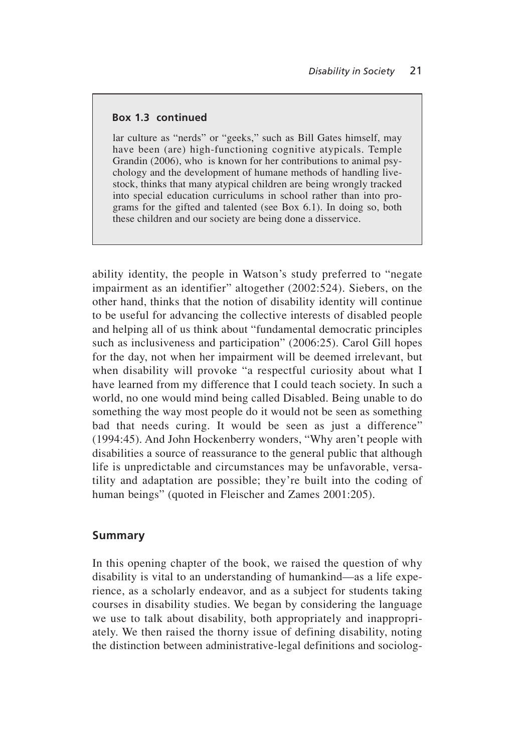**Box 1.3 continued**

lar culture as "nerds" or "geeks," such as Bill Gates himself, may have been (are) high-functioning cognitive atypicals. Temple Grandin (2006), who is known for her contributions to animal psychology and the development of humane methods of handling livestock, thinks that many atypical children are being wrongly tracked into special education curriculums in school rather than into programs for the gifted and talented (see Box 6.1). In doing so, both these children and our society are being done a disservice.

ability identity, the people in Watson's study preferred to "negate impairment as an identifier" altogether (2002:524). Siebers, on the other hand, thinks that the notion of disability identity will continue to be useful for advancing the collective interests of disabled people and helping all of us think about "fundamental democratic principles such as inclusiveness and participation" (2006:25). Carol Gill hopes for the day, not when her impairment will be deemed irrelevant, but when disability will provoke "a respectful curiosity about what I have learned from my difference that I could teach society. In such a world, no one would mind being called Disabled. Being unable to do something the way most people do it would not be seen as something bad that needs curing. It would be seen as just a difference" (1994:45). And John Hockenberry wonders, "Why aren't people with disabilities a source of reassurance to the general public that although life is unpredictable and circumstances may be unfavorable, versatility and adaptation are possible; they're built into the coding of human beings" (quoted in Fleischer and Zames 2001:205).

## Summary

In this opening chapter of the book, we raised the question of why disability is vital to an understanding of humankind—as a life experience, as a scholarly endeavor, and as a subject for students taking courses in disability studies. We began by considering the language we use to talk about disability, both appropriately and inappropriately. We then raised the thorny issue of defining disability, noting the distinction between administrative-legal definitions and sociolog-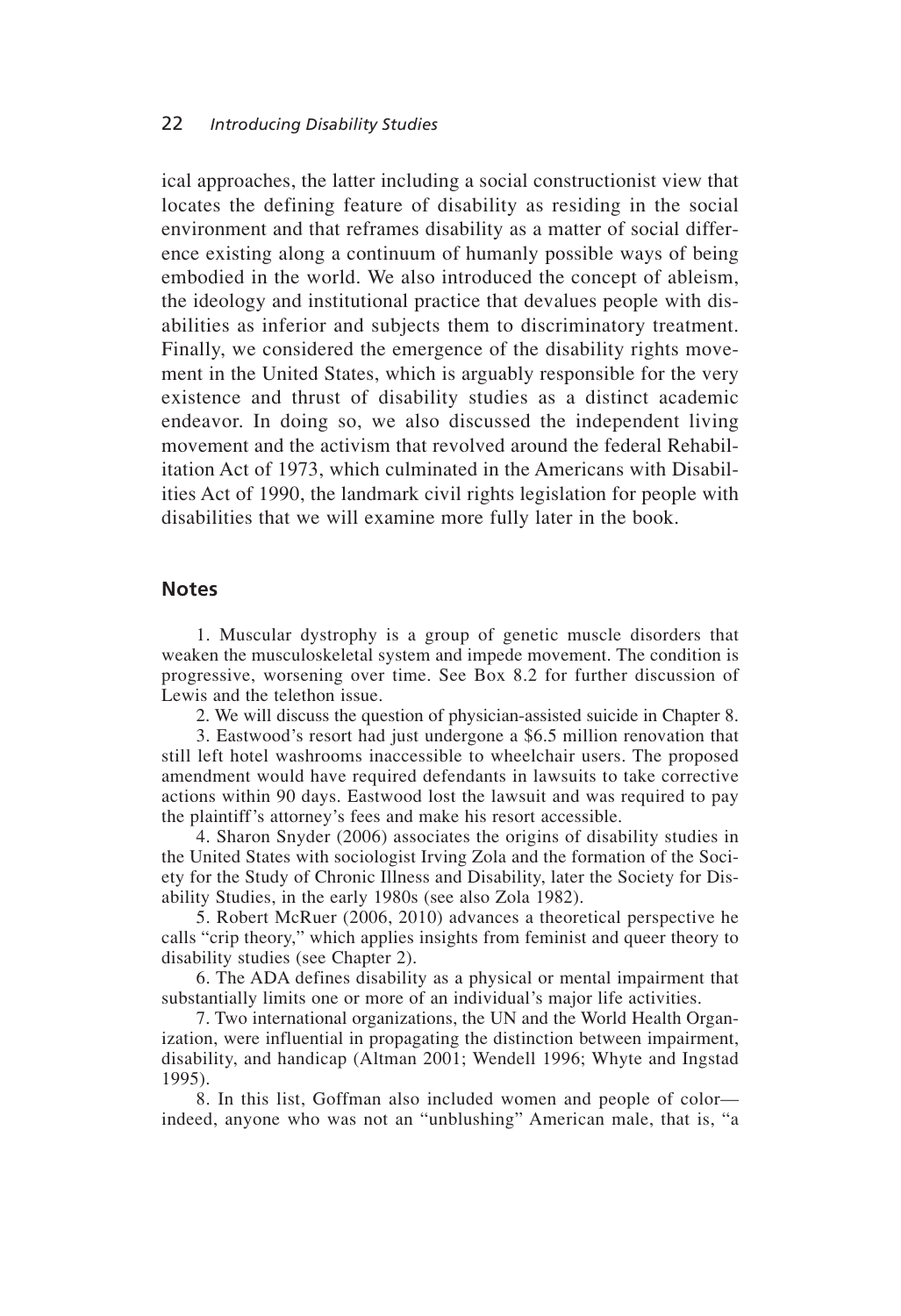ical approaches, the latter including a social constructionist view that locates the defining feature of disability as residing in the social environment and that reframes disability as a matter of social difference existing along a continuum of humanly possible ways of being embodied in the world. We also introduced the concept of ableism, the ideology and institutional practice that devalues people with disabilities as inferior and subjects them to discriminatory treatment. Finally, we considered the emergence of the disability rights movement in the United States, which is arguably responsible for the very existence and thrust of disability studies as a distinct academic endeavor. In doing so, we also discussed the independent living movement and the activism that revolved around the federal Rehabilitation Act of 1973, which culminated in the Americans with Disabilities Act of 1990, the landmark civil rights legislation for people with disabilities that we will examine more fully later in the book.

## Notes

1. Muscular dystrophy is a group of genetic muscle disorders that weaken the musculoskeletal system and impede movement. The condition is progressive, worsening over time. See Box 8.2 for further discussion of Lewis and the telethon issue.

2. We will discuss the question of physician-assisted suicide in Chapter 8.

3. Eastwood's resort had just undergone a $6.5 million renovation that still left hotel washrooms inaccessible to wheelchair users. The proposed amendment would have required defendants in lawsuits to take corrective actions within 90 days. Eastwood lost the lawsuit and was required to pay the plaintiff's attorney's fees and make his resort accessible.

4. Sharon Snyder (2006) associates the origins of disability studies in the United States with sociologist Irving Zola and the formation of the Society for the Study of Chronic Illness and Disability, later the Society for Disability Studies, in the early 1980s (see also Zola 1982).

5. Robert McRuer (2006, 2010) advances a theoretical perspective he calls "crip theory," which applies insights from feminist and queer theory to disability studies (see Chapter 2).

6. The ADA defines disability as a physical or mental impairment that substantially limits one or more of an individual's major life activities.

7. Two international organizations, the UN and the World Health Organization, were influential in propagating the distinction between impairment, disability, and handicap (Altman 2001; Wendell 1996; Whyte and Ingstad 1995).

8. In this list, Goffman also included women and people of color—indeed, anyone who was not an "unblushing" American male, that is, "a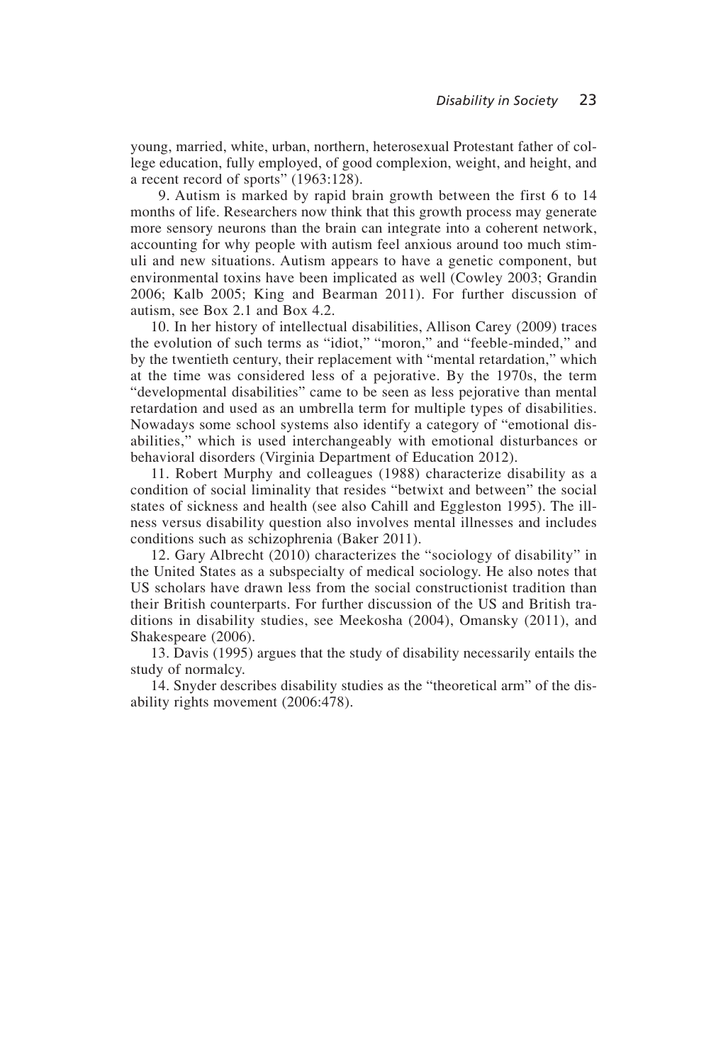young, married, white, urban, northern, heterosexual Protestant father of college education, fully employed, of good complexion, weight, and height, and a recent record of sports" (1963:128).

9. Autism is marked by rapid brain growth between the first 6 to 14 months of life. Researchers now think that this growth process may generate more sensory neurons than the brain can integrate into a coherent network, accounting for why people with autism feel anxious around too much stimuli and new situations. Autism appears to have a genetic component, but environmental toxins have been implicated as well (Cowley 2003; Grandin 2006; Kalb 2005; King and Bearman 2011). For further discussion of autism, see Box 2.1 and Box 4.2.

10. In her history of intellectual disabilities, Allison Carey (2009) traces the evolution of such terms as "idiot," "moron," and "feeble-minded," and by the twentieth century, their replacement with "mental retardation," which at the time was considered less of a pejorative. By the 1970s, the term "developmental disabilities" came to be seen as less pejorative than mental retardation and used as an umbrella term for multiple types of disabilities. Nowadays some school systems also identify a category of "emotional disabilities," which is used interchangeably with emotional disturbances or behavioral disorders (Virginia Department of Education 2012).

11. Robert Murphy and colleagues (1988) characterize disability as a condition of social liminality that resides "betwixt and between" the social states of sickness and health (see also Cahill and Eggleston 1995). The illness versus disability question also involves mental illnesses and includes conditions such as schizophrenia (Baker 2011).

12. Gary Albrecht (2010) characterizes the "sociology of disability" in the United States as a subspecialty of medical sociology. He also notes that US scholars have drawn less from the social constructionist tradition than their British counterparts. For further discussion of the US and British traditions in disability studies, see Meekosha (2004), Omansky (2011), and Shakespeare (2006).

13. Davis (1995) argues that the study of disability necessarily entails the study of normalcy.

14. Snyder describes disability studies as the "theoretical arm" of the disability rights movement (2006:478).